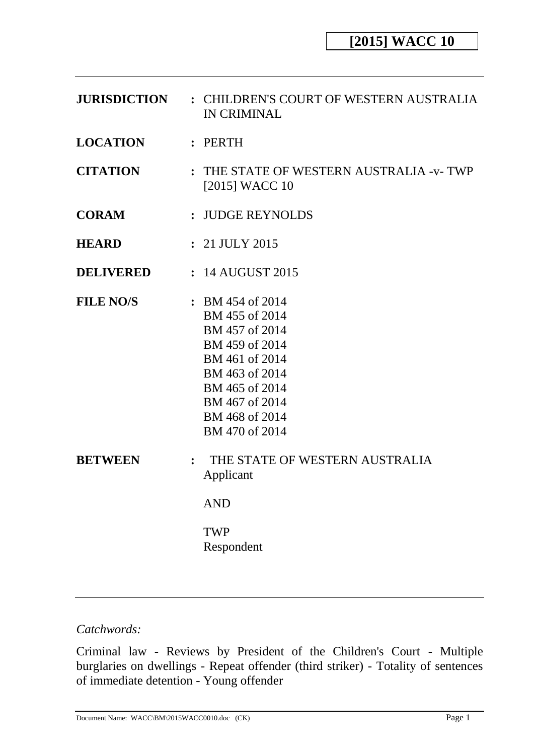**[2015] WACC 10**

| | | |
|---|---|---|
| **JURISDICTION** | : | CHILDREN'S COURT OF WESTERN AUSTRALIA IN CRIMINAL |
| **LOCATION** | : | PERTH |
| **CITATION** | : | THE STATE OF WESTERN AUSTRALIA -v- TWP [2015] WACC 10 |
| **CORAM** | : | JUDGE REYNOLDS |
| **HEARD** | : | 21 JULY 2015 |
| **DELIVERED** | : | 14 AUGUST 2015 |
| **FILE NO/S** | : | BM 454 of 2014<br>BM 455 of 2014<br>BM 457 of 2014<br>BM 459 of 2014<br>BM 461 of 2014<br>BM 463 of 2014<br>BM 465 of 2014<br>BM 467 of 2014<br>BM 468 of 2014<br>BM 470 of 2014 |
| **BETWEEN** | : | THE STATE OF WESTERN AUSTRALIA<br>Applicant<br><br>AND<br><br>TWP<br>Respondent |

*Catchwords:*

Criminal law - Reviews by President of the Children's Court - Multiple burglaries on dwellings - Repeat offender (third striker) - Totality of sentences of immediate detention - Young offender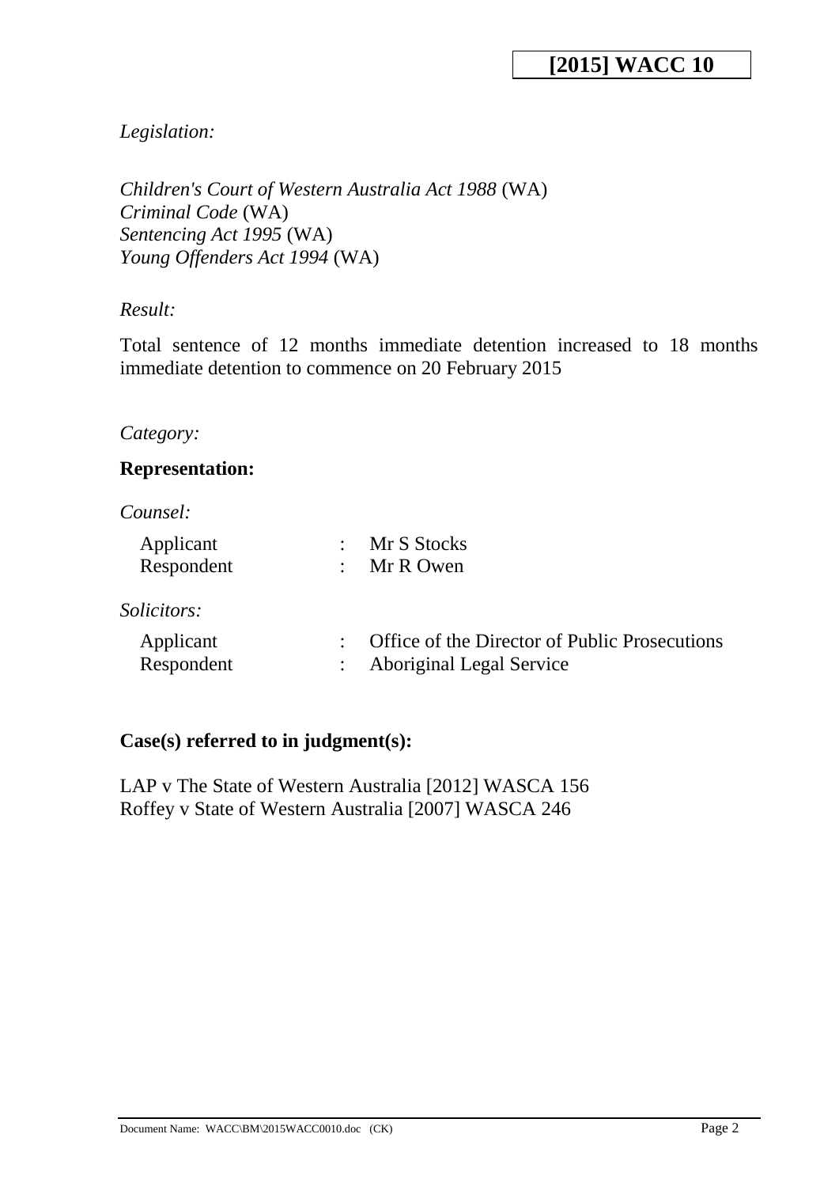*Legislation:*

*Children's Court of Western Australia Act 1988* (WA)
*Criminal Code* (WA)
*Sentencing Act 1995* (WA)
*Young Offenders Act 1994* (WA)

*Result:*

Total sentence of 12 months immediate detention increased to 18 months immediate detention to commence on 20 February 2015

*Category:*

**Representation:**

*Counsel:*

| | | |
|---|---|---|
| Applicant | : | Mr S Stocks |
| Respondent | : | Mr R Owen |

*Solicitors:*

| | | |
|---|---|---|
| Applicant | : | Office of the Director of Public Prosecutions |
| Respondent | : | Aboriginal Legal Service |

**Case(s) referred to in judgment(s):**

LAP v The State of Western Australia [2012] WASCA 156
Roffey v State of Western Australia [2007] WASCA 246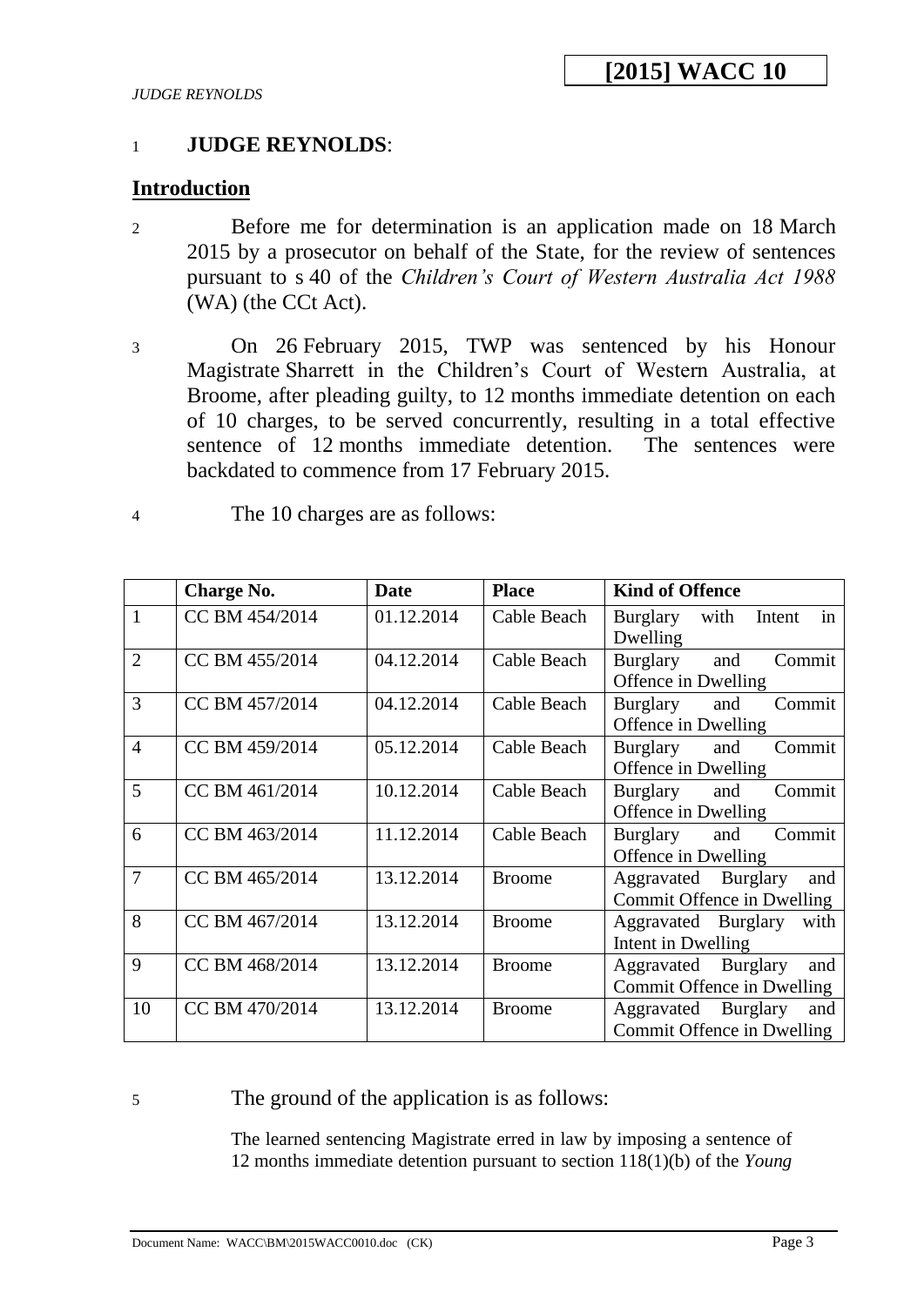1 **JUDGE REYNOLDS**:

## Introduction

2 Before me for determination is an application made on 18 March 2015 by a prosecutor on behalf of the State, for the review of sentences pursuant to s 40 of the *Children's Court of Western Australia Act 1988* (WA) (the CCt Act).

3 On 26 February 2015, TWP was sentenced by his Honour Magistrate Sharrett in the Children's Court of Western Australia, at Broome, after pleading guilty, to 12 months immediate detention on each of 10 charges, to be served concurrently, resulting in a total effective sentence of 12 months immediate detention. The sentences were backdated to commence from 17 February 2015.

4 The 10 charges are as follows:

| | Charge No. | Date | Place | Kind of Offence |
|---|---|---|---|---|
| 1 | CC BM 454/2014 | 01.12.2014 | Cable Beach | Burglary with Intent in Dwelling |
| 2 | CC BM 455/2014 | 04.12.2014 | Cable Beach | Burglary and Commit Offence in Dwelling |
| 3 | CC BM 457/2014 | 04.12.2014 | Cable Beach | Burglary and Commit Offence in Dwelling |
| 4 | CC BM 459/2014 | 05.12.2014 | Cable Beach | Burglary and Commit Offence in Dwelling |
| 5 | CC BM 461/2014 | 10.12.2014 | Cable Beach | Burglary and Commit Offence in Dwelling |
| 6 | CC BM 463/2014 | 11.12.2014 | Cable Beach | Burglary and Commit Offence in Dwelling |
| 7 | CC BM 465/2014 | 13.12.2014 | Broome | Aggravated Burglary and Commit Offence in Dwelling |
| 8 | CC BM 467/2014 | 13.12.2014 | Broome | Aggravated Burglary with Intent in Dwelling |
| 9 | CC BM 468/2014 | 13.12.2014 | Broome | Aggravated Burglary and Commit Offence in Dwelling |
| 10 | CC BM 470/2014 | 13.12.2014 | Broome | Aggravated Burglary and Commit Offence in Dwelling |

5 The ground of the application is as follows:

> The learned sentencing Magistrate erred in law by imposing a sentence of 12 months immediate detention pursuant to section 118(1)(b) of the *Young*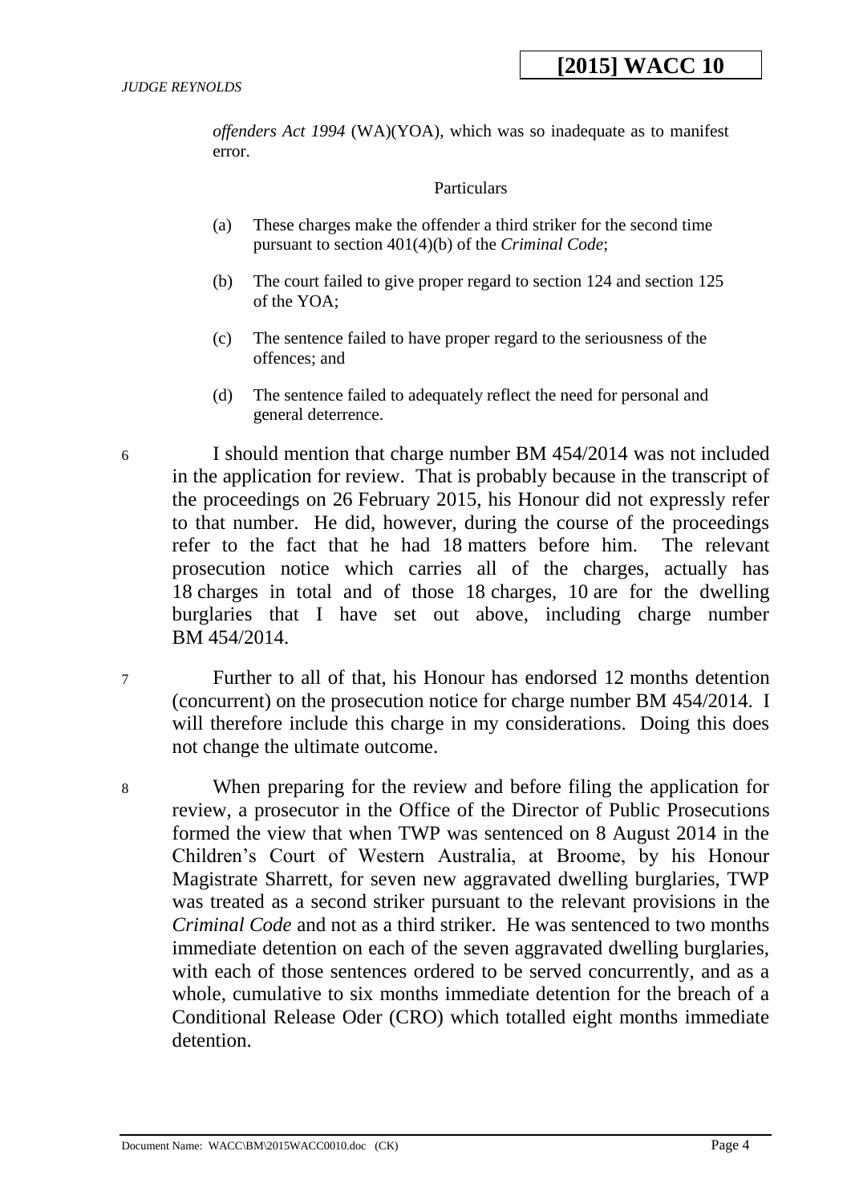*offenders Act 1994* (WA)(YOA), which was so inadequate as to manifest error.

Particulars

(a) These charges make the offender a third striker for the second time pursuant to section 401(4)(b) of the *Criminal Code*;

(b) The court failed to give proper regard to section 124 and section 125 of the YOA;

(c) The sentence failed to have proper regard to the seriousness of the offences; and

(d) The sentence failed to adequately reflect the need for personal and general deterrence.

6 I should mention that charge number BM 454/2014 was not included in the application for review. That is probably because in the transcript of the proceedings on 26 February 2015, his Honour did not expressly refer to that number. He did, however, during the course of the proceedings refer to the fact that he had 18 matters before him. The relevant prosecution notice which carries all of the charges, actually has 18 charges in total and of those 18 charges, 10 are for the dwelling burglaries that I have set out above, including charge number BM 454/2014.

7 Further to all of that, his Honour has endorsed 12 months detention (concurrent) on the prosecution notice for charge number BM 454/2014. I will therefore include this charge in my considerations. Doing this does not change the ultimate outcome.

8 When preparing for the review and before filing the application for review, a prosecutor in the Office of the Director of Public Prosecutions formed the view that when TWP was sentenced on 8 August 2014 in the Children's Court of Western Australia, at Broome, by his Honour Magistrate Sharrett, for seven new aggravated dwelling burglaries, TWP was treated as a second striker pursuant to the relevant provisions in the *Criminal Code* and not as a third striker. He was sentenced to two months immediate detention on each of the seven aggravated dwelling burglaries, with each of those sentences ordered to be served concurrently, and as a whole, cumulative to six months immediate detention for the breach of a Conditional Release Oder (CRO) which totalled eight months immediate detention.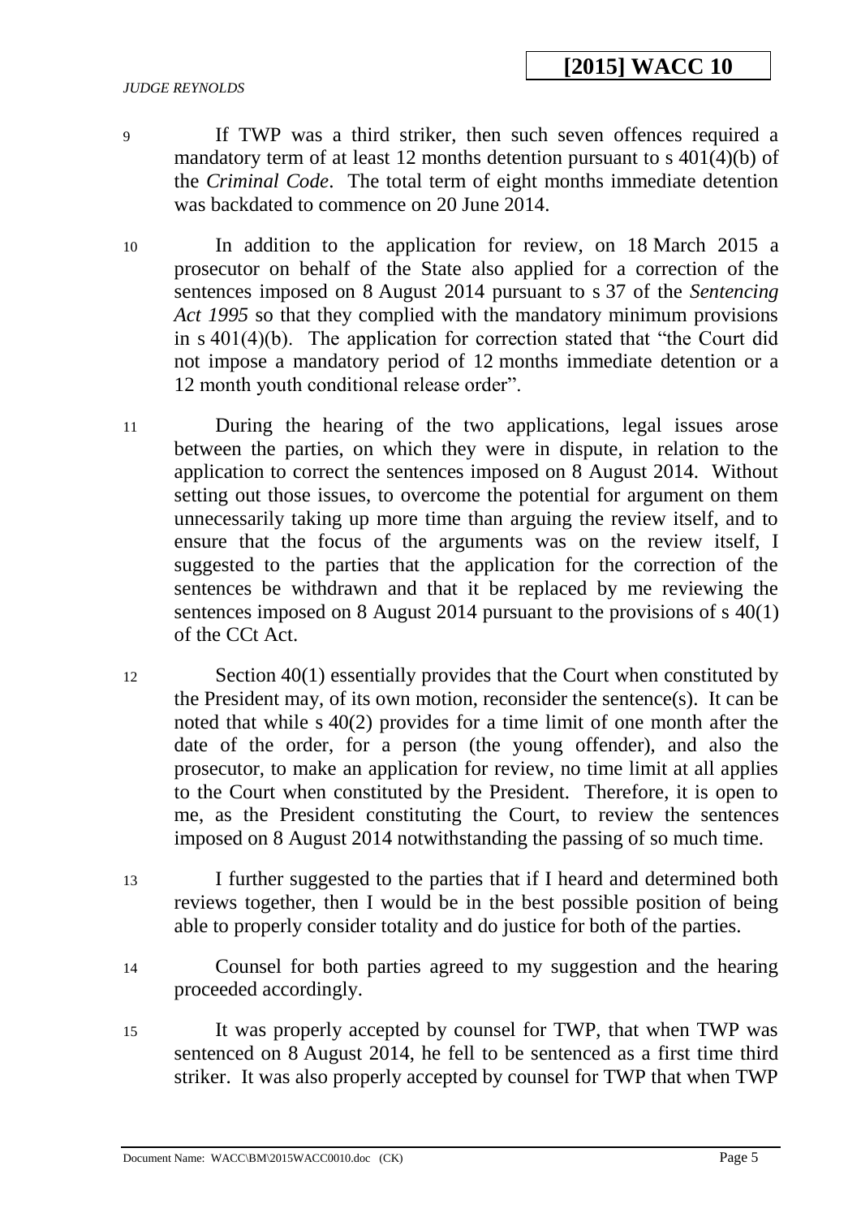9 If TWP was a third striker, then such seven offences required a mandatory term of at least 12 months detention pursuant to s 401(4)(b) of the *Criminal Code*. The total term of eight months immediate detention was backdated to commence on 20 June 2014.

10 In addition to the application for review, on 18 March 2015 a prosecutor on behalf of the State also applied for a correction of the sentences imposed on 8 August 2014 pursuant to s 37 of the *Sentencing Act 1995* so that they complied with the mandatory minimum provisions in s 401(4)(b). The application for correction stated that "the Court did not impose a mandatory period of 12 months immediate detention or a 12 month youth conditional release order".

11 During the hearing of the two applications, legal issues arose between the parties, on which they were in dispute, in relation to the application to correct the sentences imposed on 8 August 2014. Without setting out those issues, to overcome the potential for argument on them unnecessarily taking up more time than arguing the review itself, and to ensure that the focus of the arguments was on the review itself, I suggested to the parties that the application for the correction of the sentences be withdrawn and that it be replaced by me reviewing the sentences imposed on 8 August 2014 pursuant to the provisions of s 40(1) of the CCt Act.

12 Section 40(1) essentially provides that the Court when constituted by the President may, of its own motion, reconsider the sentence(s). It can be noted that while s 40(2) provides for a time limit of one month after the date of the order, for a person (the young offender), and also the prosecutor, to make an application for review, no time limit at all applies to the Court when constituted by the President. Therefore, it is open to me, as the President constituting the Court, to review the sentences imposed on 8 August 2014 notwithstanding the passing of so much time.

13 I further suggested to the parties that if I heard and determined both reviews together, then I would be in the best possible position of being able to properly consider totality and do justice for both of the parties.

14 Counsel for both parties agreed to my suggestion and the hearing proceeded accordingly.

15 It was properly accepted by counsel for TWP, that when TWP was sentenced on 8 August 2014, he fell to be sentenced as a first time third striker. It was also properly accepted by counsel for TWP that when TWP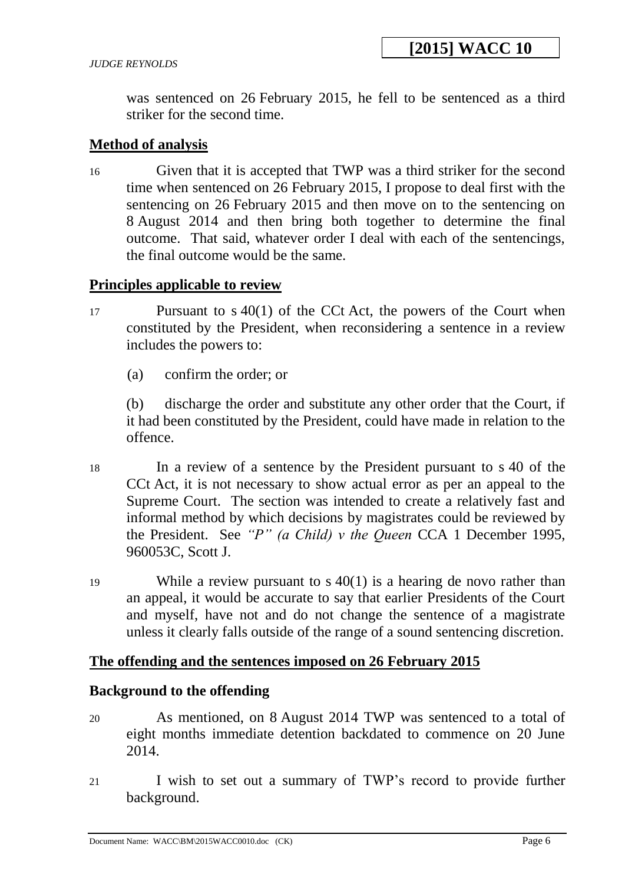was sentenced on 26 February 2015, he fell to be sentenced as a third striker for the second time.

## Method of analysis

16 Given that it is accepted that TWP was a third striker for the second time when sentenced on 26 February 2015, I propose to deal first with the sentencing on 26 February 2015 and then move on to the sentencing on 8 August 2014 and then bring both together to determine the final outcome. That said, whatever order I deal with each of the sentencings, the final outcome would be the same.

## Principles applicable to review

17 Pursuant to s 40(1) of the CCt Act, the powers of the Court when constituted by the President, when reconsidering a sentence in a review includes the powers to:

(a) confirm the order; or

(b) discharge the order and substitute any other order that the Court, if it had been constituted by the President, could have made in relation to the offence.

18 In a review of a sentence by the President pursuant to s 40 of the CCt Act, it is not necessary to show actual error as per an appeal to the Supreme Court. The section was intended to create a relatively fast and informal method by which decisions by magistrates could be reviewed by the President. See *"P" (a Child) v the Queen* CCA 1 December 1995, 960053C, Scott J.

19 While a review pursuant to s 40(1) is a hearing de novo rather than an appeal, it would be accurate to say that earlier Presidents of the Court and myself, have not and do not change the sentence of a magistrate unless it clearly falls outside of the range of a sound sentencing discretion.

## The offending and the sentences imposed on 26 February 2015

### Background to the offending

20 As mentioned, on 8 August 2014 TWP was sentenced to a total of eight months immediate detention backdated to commence on 20 June 2014.

21 I wish to set out a summary of TWP's record to provide further background.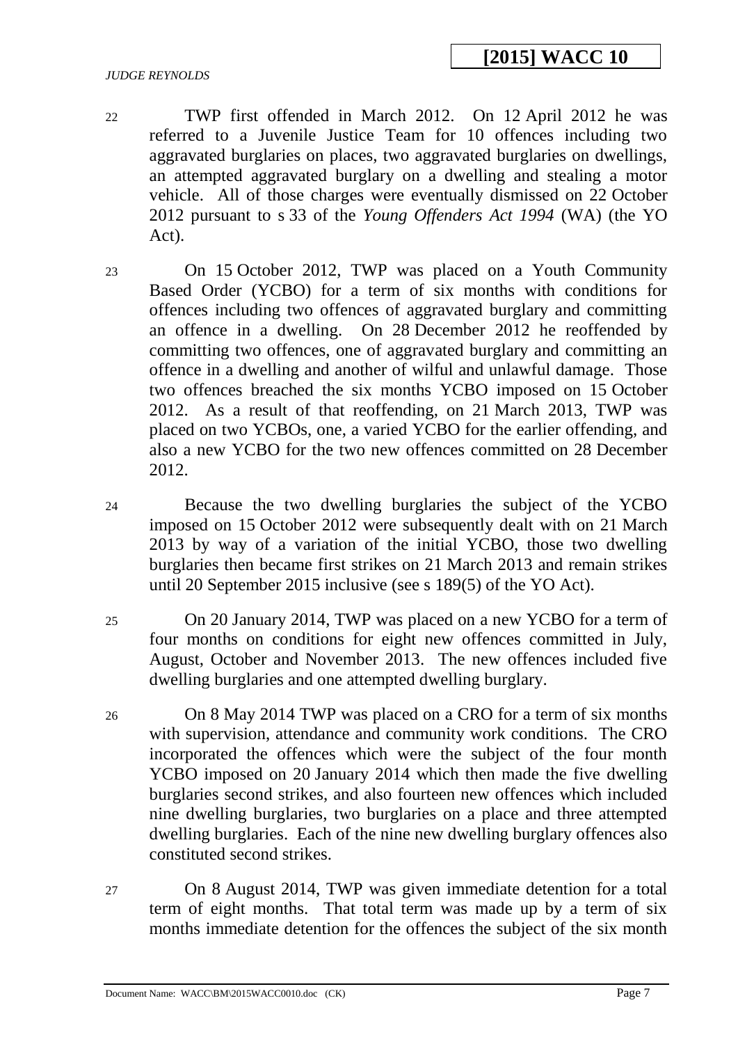22 TWP first offended in March 2012. On 12 April 2012 he was referred to a Juvenile Justice Team for 10 offences including two aggravated burglaries on places, two aggravated burglaries on dwellings, an attempted aggravated burglary on a dwelling and stealing a motor vehicle. All of those charges were eventually dismissed on 22 October 2012 pursuant to s 33 of the *Young Offenders Act 1994* (WA) (the YO Act).

23 On 15 October 2012, TWP was placed on a Youth Community Based Order (YCBO) for a term of six months with conditions for offences including two offences of aggravated burglary and committing an offence in a dwelling. On 28 December 2012 he reoffended by committing two offences, one of aggravated burglary and committing an offence in a dwelling and another of wilful and unlawful damage. Those two offences breached the six months YCBO imposed on 15 October 2012. As a result of that reoffending, on 21 March 2013, TWP was placed on two YCBOs, one, a varied YCBO for the earlier offending, and also a new YCBO for the two new offences committed on 28 December 2012.

24 Because the two dwelling burglaries the subject of the YCBO imposed on 15 October 2012 were subsequently dealt with on 21 March 2013 by way of a variation of the initial YCBO, those two dwelling burglaries then became first strikes on 21 March 2013 and remain strikes until 20 September 2015 inclusive (see s 189(5) of the YO Act).

25 On 20 January 2014, TWP was placed on a new YCBO for a term of four months on conditions for eight new offences committed in July, August, October and November 2013. The new offences included five dwelling burglaries and one attempted dwelling burglary.

26 On 8 May 2014 TWP was placed on a CRO for a term of six months with supervision, attendance and community work conditions. The CRO incorporated the offences which were the subject of the four month YCBO imposed on 20 January 2014 which then made the five dwelling burglaries second strikes, and also fourteen new offences which included nine dwelling burglaries, two burglaries on a place and three attempted dwelling burglaries. Each of the nine new dwelling burglary offences also constituted second strikes.

27 On 8 August 2014, TWP was given immediate detention for a total term of eight months. That total term was made up by a term of six months immediate detention for the offences the subject of the six month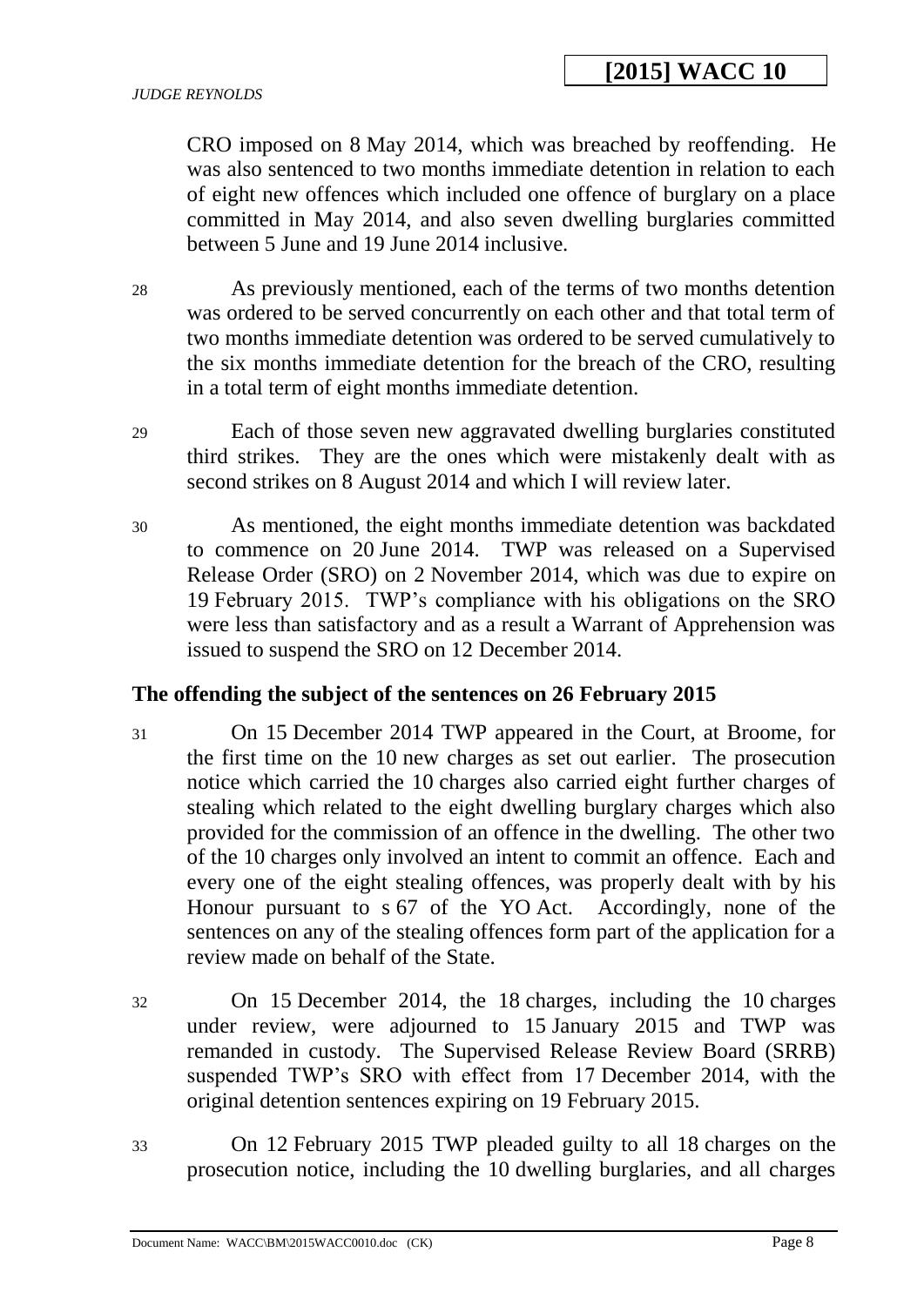CRO imposed on 8 May 2014, which was breached by reoffending. He was also sentenced to two months immediate detention in relation to each of eight new offences which included one offence of burglary on a place committed in May 2014, and also seven dwelling burglaries committed between 5 June and 19 June 2014 inclusive.

28 As previously mentioned, each of the terms of two months detention was ordered to be served concurrently on each other and that total term of two months immediate detention was ordered to be served cumulatively to the six months immediate detention for the breach of the CRO, resulting in a total term of eight months immediate detention.

29 Each of those seven new aggravated dwelling burglaries constituted third strikes. They are the ones which were mistakenly dealt with as second strikes on 8 August 2014 and which I will review later.

30 As mentioned, the eight months immediate detention was backdated to commence on 20 June 2014. TWP was released on a Supervised Release Order (SRO) on 2 November 2014, which was due to expire on 19 February 2015. TWP's compliance with his obligations on the SRO were less than satisfactory and as a result a Warrant of Apprehension was issued to suspend the SRO on 12 December 2014.

## The offending the subject of the sentences on 26 February 2015

31 On 15 December 2014 TWP appeared in the Court, at Broome, for the first time on the 10 new charges as set out earlier. The prosecution notice which carried the 10 charges also carried eight further charges of stealing which related to the eight dwelling burglary charges which also provided for the commission of an offence in the dwelling. The other two of the 10 charges only involved an intent to commit an offence. Each and every one of the eight stealing offences, was properly dealt with by his Honour pursuant to s 67 of the YO Act. Accordingly, none of the sentences on any of the stealing offences form part of the application for a review made on behalf of the State.

32 On 15 December 2014, the 18 charges, including the 10 charges under review, were adjourned to 15 January 2015 and TWP was remanded in custody. The Supervised Release Review Board (SRRB) suspended TWP's SRO with effect from 17 December 2014, with the original detention sentences expiring on 19 February 2015.

33 On 12 February 2015 TWP pleaded guilty to all 18 charges on the prosecution notice, including the 10 dwelling burglaries, and all charges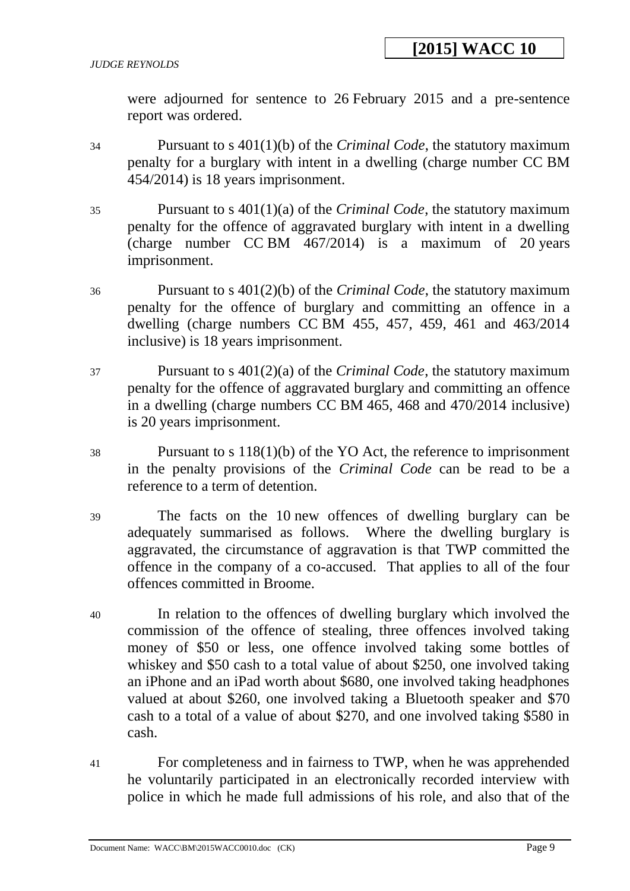were adjourned for sentence to 26 February 2015 and a pre-sentence report was ordered.

34 Pursuant to s 401(1)(b) of the *Criminal Code*, the statutory maximum penalty for a burglary with intent in a dwelling (charge number CC BM 454/2014) is 18 years imprisonment.

35 Pursuant to s 401(1)(a) of the *Criminal Code*, the statutory maximum penalty for the offence of aggravated burglary with intent in a dwelling (charge number CC BM 467/2014) is a maximum of 20 years imprisonment.

36 Pursuant to s 401(2)(b) of the *Criminal Code*, the statutory maximum penalty for the offence of burglary and committing an offence in a dwelling (charge numbers CC BM 455, 457, 459, 461 and 463/2014 inclusive) is 18 years imprisonment.

37 Pursuant to s 401(2)(a) of the *Criminal Code*, the statutory maximum penalty for the offence of aggravated burglary and committing an offence in a dwelling (charge numbers CC BM 465, 468 and 470/2014 inclusive) is 20 years imprisonment.

38 Pursuant to s 118(1)(b) of the YO Act, the reference to imprisonment in the penalty provisions of the *Criminal Code* can be read to be a reference to a term of detention.

39 The facts on the 10 new offences of dwelling burglary can be adequately summarised as follows. Where the dwelling burglary is aggravated, the circumstance of aggravation is that TWP committed the offence in the company of a co-accused. That applies to all of the four offences committed in Broome.

40 In relation to the offences of dwelling burglary which involved the commission of the offence of stealing, three offences involved taking money of $50 or less, one offence involved taking some bottles of whiskey and $50 cash to a total value of about $250, one involved taking an iPhone and an iPad worth about $680, one involved taking headphones valued at about $260, one involved taking a Bluetooth speaker and $70 cash to a total of a value of about $270, and one involved taking $580 in cash.

41 For completeness and in fairness to TWP, when he was apprehended he voluntarily participated in an electronically recorded interview with police in which he made full admissions of his role, and also that of the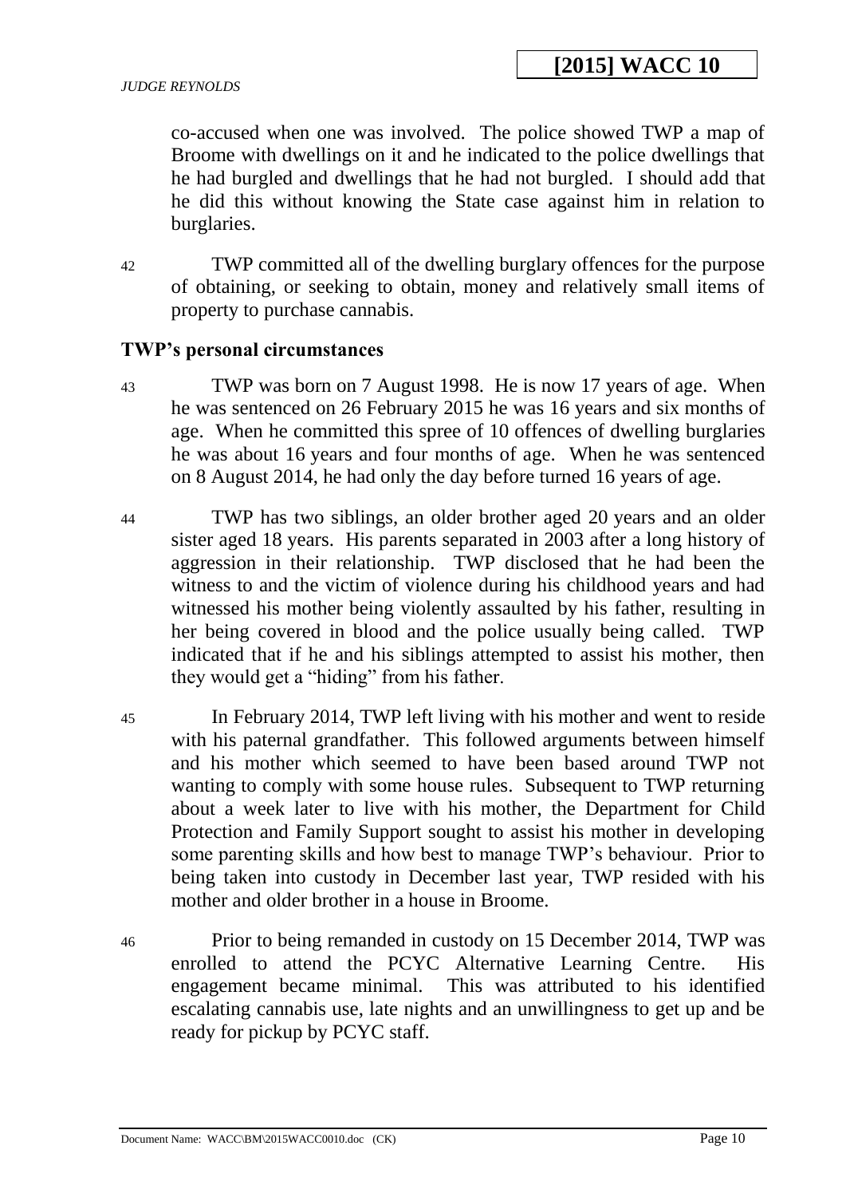co-accused when one was involved. The police showed TWP a map of Broome with dwellings on it and he indicated to the police dwellings that he had burgled and dwellings that he had not burgled. I should add that he did this without knowing the State case against him in relation to burglaries.

42 TWP committed all of the dwelling burglary offences for the purpose of obtaining, or seeking to obtain, money and relatively small items of property to purchase cannabis.

## TWP's personal circumstances

43 TWP was born on 7 August 1998. He is now 17 years of age. When he was sentenced on 26 February 2015 he was 16 years and six months of age. When he committed this spree of 10 offences of dwelling burglaries he was about 16 years and four months of age. When he was sentenced on 8 August 2014, he had only the day before turned 16 years of age.

44 TWP has two siblings, an older brother aged 20 years and an older sister aged 18 years. His parents separated in 2003 after a long history of aggression in their relationship. TWP disclosed that he had been the witness to and the victim of violence during his childhood years and had witnessed his mother being violently assaulted by his father, resulting in her being covered in blood and the police usually being called. TWP indicated that if he and his siblings attempted to assist his mother, then they would get a "hiding" from his father.

45 In February 2014, TWP left living with his mother and went to reside with his paternal grandfather. This followed arguments between himself and his mother which seemed to have been based around TWP not wanting to comply with some house rules. Subsequent to TWP returning about a week later to live with his mother, the Department for Child Protection and Family Support sought to assist his mother in developing some parenting skills and how best to manage TWP's behaviour. Prior to being taken into custody in December last year, TWP resided with his mother and older brother in a house in Broome.

46 Prior to being remanded in custody on 15 December 2014, TWP was enrolled to attend the PCYC Alternative Learning Centre. His engagement became minimal. This was attributed to his identified escalating cannabis use, late nights and an unwillingness to get up and be ready for pickup by PCYC staff.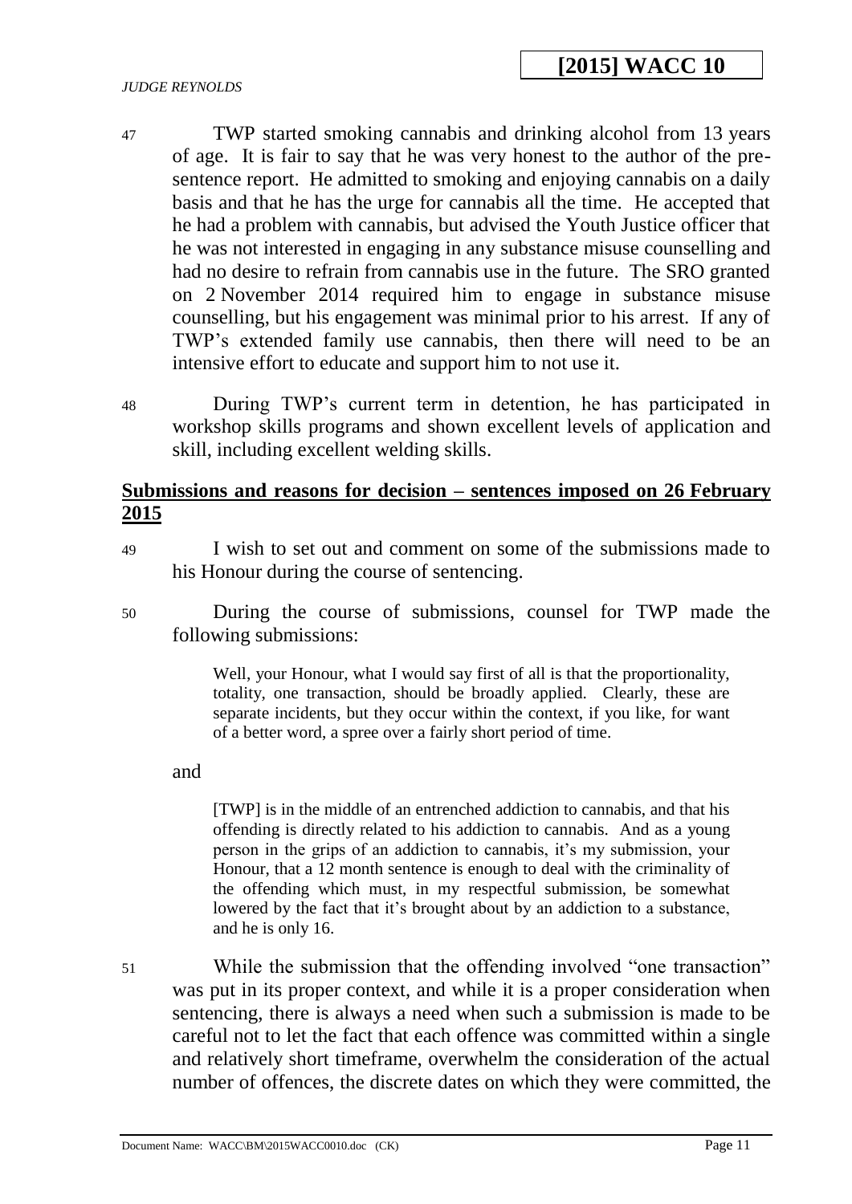47 TWP started smoking cannabis and drinking alcohol from 13 years of age. It is fair to say that he was very honest to the author of the pre-sentence report. He admitted to smoking and enjoying cannabis on a daily basis and that he has the urge for cannabis all the time. He accepted that he had a problem with cannabis, but advised the Youth Justice officer that he was not interested in engaging in any substance misuse counselling and had no desire to refrain from cannabis use in the future. The SRO granted on 2 November 2014 required him to engage in substance misuse counselling, but his engagement was minimal prior to his arrest. If any of TWP's extended family use cannabis, then there will need to be an intensive effort to educate and support him to not use it.

48 During TWP's current term in detention, he has participated in workshop skills programs and shown excellent levels of application and skill, including excellent welding skills.

## Submissions and reasons for decision – sentences imposed on 26 February 2015

49 I wish to set out and comment on some of the submissions made to his Honour during the course of sentencing.

50 During the course of submissions, counsel for TWP made the following submissions:

> Well, your Honour, what I would say first of all is that the proportionality, totality, one transaction, should be broadly applied. Clearly, these are separate incidents, but they occur within the context, if you like, for want of a better word, a spree over a fairly short period of time.

and

> [TWP] is in the middle of an entrenched addiction to cannabis, and that his offending is directly related to his addiction to cannabis. And as a young person in the grips of an addiction to cannabis, it's my submission, your Honour, that a 12 month sentence is enough to deal with the criminality of the offending which must, in my respectful submission, be somewhat lowered by the fact that it's brought about by an addiction to a substance, and he is only 16.

51 While the submission that the offending involved "one transaction" was put in its proper context, and while it is a proper consideration when sentencing, there is always a need when such a submission is made to be careful not to let the fact that each offence was committed within a single and relatively short timeframe, overwhelm the consideration of the actual number of offences, the discrete dates on which they were committed, the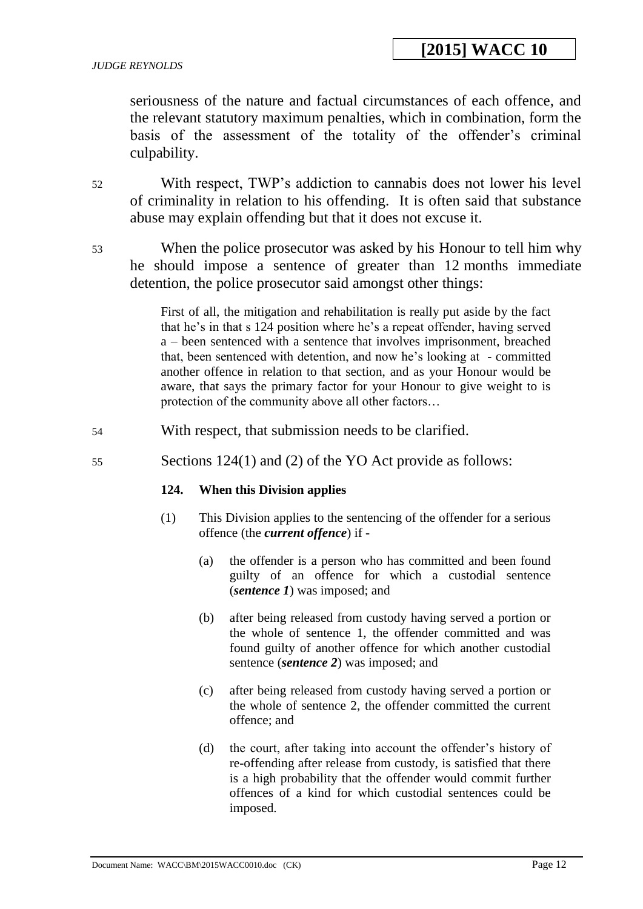seriousness of the nature and factual circumstances of each offence, and the relevant statutory maximum penalties, which in combination, form the basis of the assessment of the totality of the offender's criminal culpability.

52 With respect, TWP's addiction to cannabis does not lower his level of criminality in relation to his offending. It is often said that substance abuse may explain offending but that it does not excuse it.

53 When the police prosecutor was asked by his Honour to tell him why he should impose a sentence of greater than 12 months immediate detention, the police prosecutor said amongst other things:

> First of all, the mitigation and rehabilitation is really put aside by the fact that he's in that s 124 position where he's a repeat offender, having served a – been sentenced with a sentence that involves imprisonment, breached that, been sentenced with detention, and now he's looking at - committed another offence in relation to that section, and as your Honour would be aware, that says the primary factor for your Honour to give weight to is protection of the community above all other factors…

54 With respect, that submission needs to be clarified.

55 Sections 124(1) and (2) of the YO Act provide as follows:

> **124. When this Division applies**
>
> (1) This Division applies to the sentencing of the offender for a serious offence (the ***current offence***) if -
>
> (a) the offender is a person who has committed and been found guilty of an offence for which a custodial sentence (***sentence 1***) was imposed; and
>
> (b) after being released from custody having served a portion or the whole of sentence 1, the offender committed and was found guilty of another offence for which another custodial sentence (***sentence 2***) was imposed; and
>
> (c) after being released from custody having served a portion or the whole of sentence 2, the offender committed the current offence; and
>
> (d) the court, after taking into account the offender's history of re-offending after release from custody, is satisfied that there is a high probability that the offender would commit further offences of a kind for which custodial sentences could be imposed.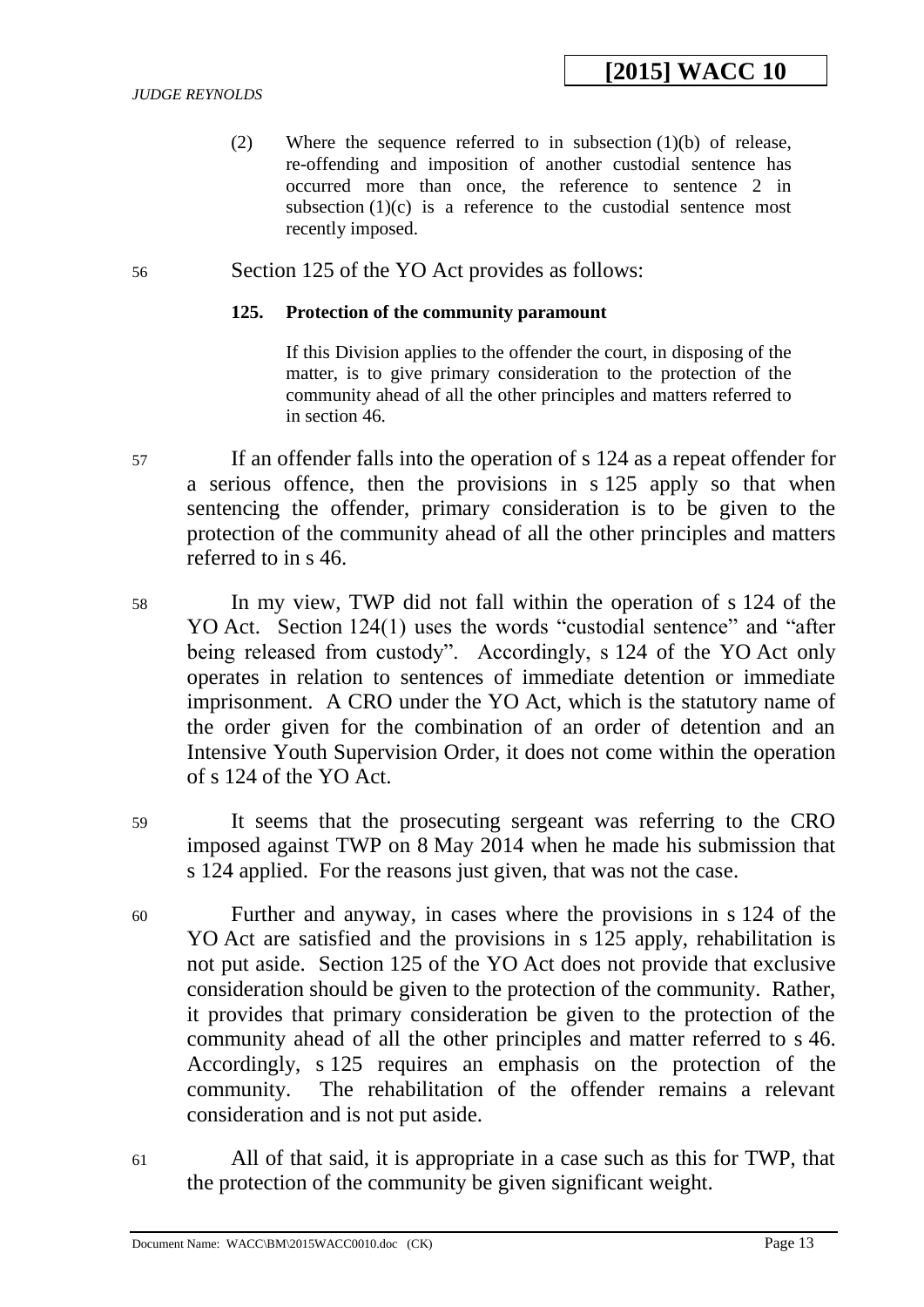(2) Where the sequence referred to in subsection (1)(b) of release, re-offending and imposition of another custodial sentence has occurred more than once, the reference to sentence 2 in subsection (1)(c) is a reference to the custodial sentence most recently imposed.

56 Section 125 of the YO Act provides as follows:

> **125. Protection of the community paramount**
>
> If this Division applies to the offender the court, in disposing of the matter, is to give primary consideration to the protection of the community ahead of all the other principles and matters referred to in section 46.

57 If an offender falls into the operation of s 124 as a repeat offender for a serious offence, then the provisions in s 125 apply so that when sentencing the offender, primary consideration is to be given to the protection of the community ahead of all the other principles and matters referred to in s 46.

58 In my view, TWP did not fall within the operation of s 124 of the YO Act. Section 124(1) uses the words "custodial sentence" and "after being released from custody". Accordingly, s 124 of the YO Act only operates in relation to sentences of immediate detention or immediate imprisonment. A CRO under the YO Act, which is the statutory name of the order given for the combination of an order of detention and an Intensive Youth Supervision Order, it does not come within the operation of s 124 of the YO Act.

59 It seems that the prosecuting sergeant was referring to the CRO imposed against TWP on 8 May 2014 when he made his submission that s 124 applied. For the reasons just given, that was not the case.

60 Further and anyway, in cases where the provisions in s 124 of the YO Act are satisfied and the provisions in s 125 apply, rehabilitation is not put aside. Section 125 of the YO Act does not provide that exclusive consideration should be given to the protection of the community. Rather, it provides that primary consideration be given to the protection of the community ahead of all the other principles and matter referred to s 46. Accordingly, s 125 requires an emphasis on the protection of the community. The rehabilitation of the offender remains a relevant consideration and is not put aside.

61 All of that said, it is appropriate in a case such as this for TWP, that the protection of the community be given significant weight.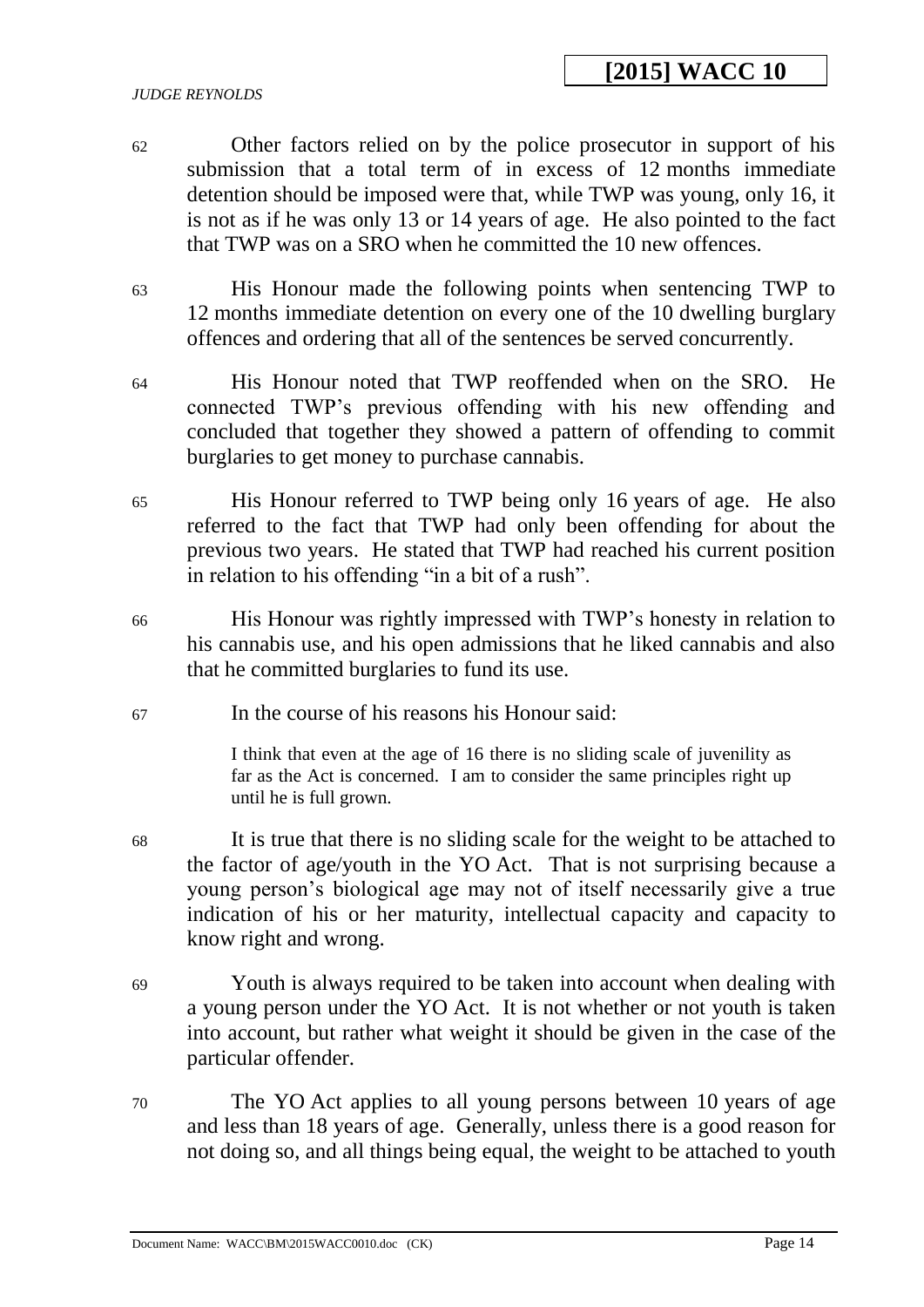62 Other factors relied on by the police prosecutor in support of his submission that a total term of in excess of 12 months immediate detention should be imposed were that, while TWP was young, only 16, it is not as if he was only 13 or 14 years of age. He also pointed to the fact that TWP was on a SRO when he committed the 10 new offences.

63 His Honour made the following points when sentencing TWP to 12 months immediate detention on every one of the 10 dwelling burglary offences and ordering that all of the sentences be served concurrently.

64 His Honour noted that TWP reoffended when on the SRO. He connected TWP's previous offending with his new offending and concluded that together they showed a pattern of offending to commit burglaries to get money to purchase cannabis.

65 His Honour referred to TWP being only 16 years of age. He also referred to the fact that TWP had only been offending for about the previous two years. He stated that TWP had reached his current position in relation to his offending "in a bit of a rush".

66 His Honour was rightly impressed with TWP's honesty in relation to his cannabis use, and his open admissions that he liked cannabis and also that he committed burglaries to fund its use.

67 In the course of his reasons his Honour said:

> I think that even at the age of 16 there is no sliding scale of juvenility as far as the Act is concerned. I am to consider the same principles right up until he is full grown.

68 It is true that there is no sliding scale for the weight to be attached to the factor of age/youth in the YO Act. That is not surprising because a young person's biological age may not of itself necessarily give a true indication of his or her maturity, intellectual capacity and capacity to know right and wrong.

69 Youth is always required to be taken into account when dealing with a young person under the YO Act. It is not whether or not youth is taken into account, but rather what weight it should be given in the case of the particular offender.

70 The YO Act applies to all young persons between 10 years of age and less than 18 years of age. Generally, unless there is a good reason for not doing so, and all things being equal, the weight to be attached to youth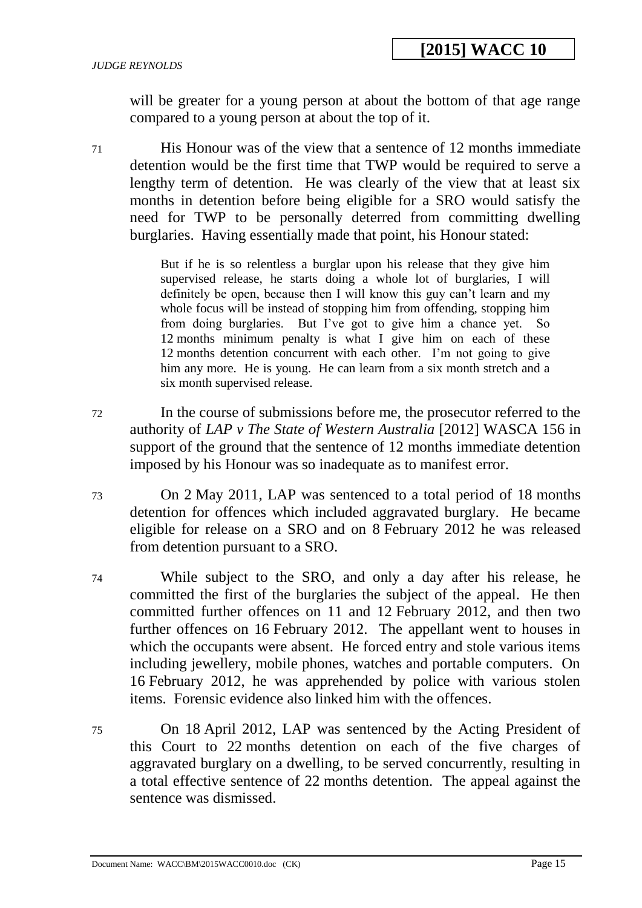will be greater for a young person at about the bottom of that age range compared to a young person at about the top of it.

71 His Honour was of the view that a sentence of 12 months immediate detention would be the first time that TWP would be required to serve a lengthy term of detention. He was clearly of the view that at least six months in detention before being eligible for a SRO would satisfy the need for TWP to be personally deterred from committing dwelling burglaries. Having essentially made that point, his Honour stated:

> But if he is so relentless a burglar upon his release that they give him supervised release, he starts doing a whole lot of burglaries, I will definitely be open, because then I will know this guy can't learn and my whole focus will be instead of stopping him from offending, stopping him from doing burglaries. But I've got to give him a chance yet. So 12 months minimum penalty is what I give him on each of these 12 months detention concurrent with each other. I'm not going to give him any more. He is young. He can learn from a six month stretch and a six month supervised release.

72 In the course of submissions before me, the prosecutor referred to the authority of *LAP v The State of Western Australia* [2012] WASCA 156 in support of the ground that the sentence of 12 months immediate detention imposed by his Honour was so inadequate as to manifest error.

73 On 2 May 2011, LAP was sentenced to a total period of 18 months detention for offences which included aggravated burglary. He became eligible for release on a SRO and on 8 February 2012 he was released from detention pursuant to a SRO.

74 While subject to the SRO, and only a day after his release, he committed the first of the burglaries the subject of the appeal. He then committed further offences on 11 and 12 February 2012, and then two further offences on 16 February 2012. The appellant went to houses in which the occupants were absent. He forced entry and stole various items including jewellery, mobile phones, watches and portable computers. On 16 February 2012, he was apprehended by police with various stolen items. Forensic evidence also linked him with the offences.

75 On 18 April 2012, LAP was sentenced by the Acting President of this Court to 22 months detention on each of the five charges of aggravated burglary on a dwelling, to be served concurrently, resulting in a total effective sentence of 22 months detention. The appeal against the sentence was dismissed.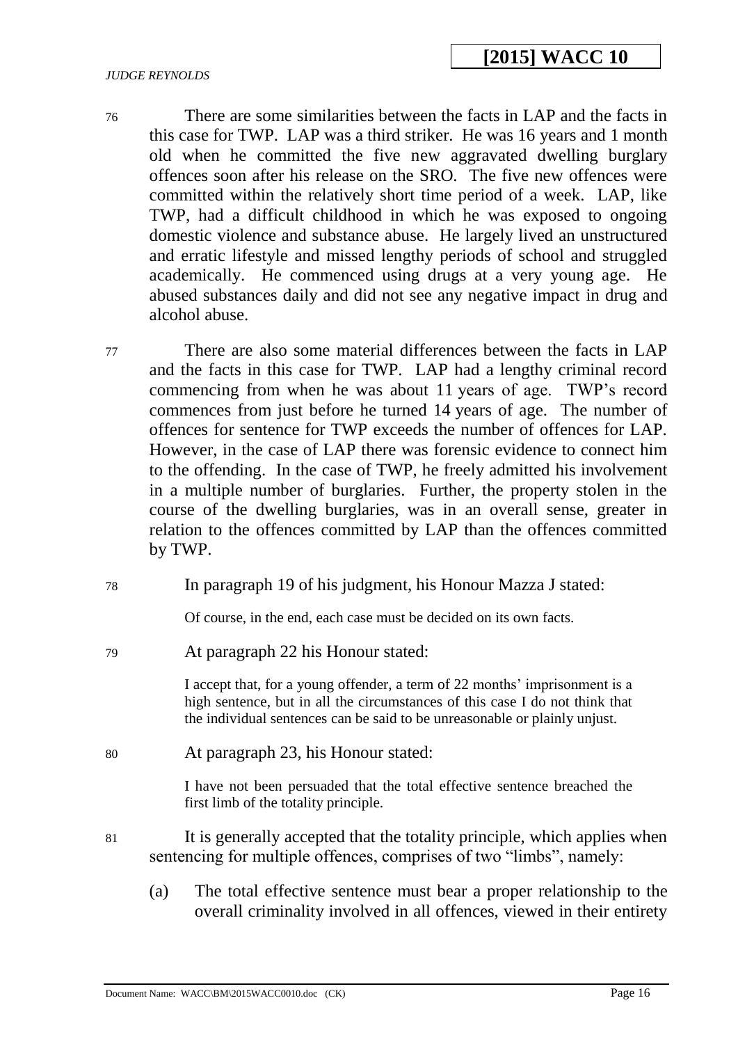76 There are some similarities between the facts in LAP and the facts in this case for TWP. LAP was a third striker. He was 16 years and 1 month old when he committed the five new aggravated dwelling burglary offences soon after his release on the SRO. The five new offences were committed within the relatively short time period of a week. LAP, like TWP, had a difficult childhood in which he was exposed to ongoing domestic violence and substance abuse. He largely lived an unstructured and erratic lifestyle and missed lengthy periods of school and struggled academically. He commenced using drugs at a very young age. He abused substances daily and did not see any negative impact in drug and alcohol abuse.

77 There are also some material differences between the facts in LAP and the facts in this case for TWP. LAP had a lengthy criminal record commencing from when he was about 11 years of age. TWP's record commences from just before he turned 14 years of age. The number of offences for sentence for TWP exceeds the number of offences for LAP. However, in the case of LAP there was forensic evidence to connect him to the offending. In the case of TWP, he freely admitted his involvement in a multiple number of burglaries. Further, the property stolen in the course of the dwelling burglaries, was in an overall sense, greater in relation to the offences committed by LAP than the offences committed by TWP.

78 In paragraph 19 of his judgment, his Honour Mazza J stated:

> Of course, in the end, each case must be decided on its own facts.

79 At paragraph 22 his Honour stated:

> I accept that, for a young offender, a term of 22 months' imprisonment is a high sentence, but in all the circumstances of this case I do not think that the individual sentences can be said to be unreasonable or plainly unjust.

80 At paragraph 23, his Honour stated:

> I have not been persuaded that the total effective sentence breached the first limb of the totality principle.

81 It is generally accepted that the totality principle, which applies when sentencing for multiple offences, comprises of two "limbs", namely:

(a) The total effective sentence must bear a proper relationship to the overall criminality involved in all offences, viewed in their entirety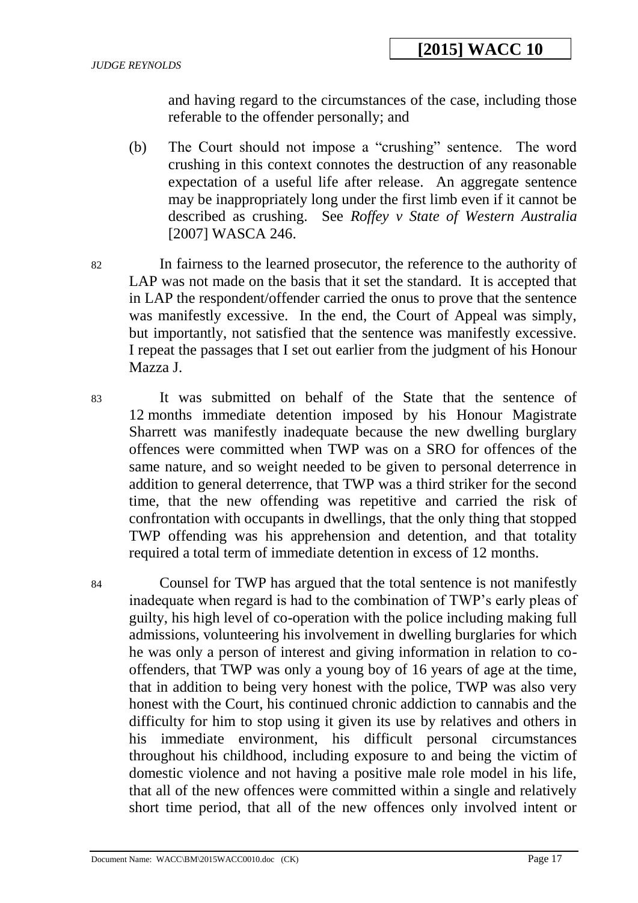and having regard to the circumstances of the case, including those referable to the offender personally; and

(b) The Court should not impose a "crushing" sentence. The word crushing in this context connotes the destruction of any reasonable expectation of a useful life after release. An aggregate sentence may be inappropriately long under the first limb even if it cannot be described as crushing. See *Roffey v State of Western Australia* [2007] WASCA 246.

82 In fairness to the learned prosecutor, the reference to the authority of LAP was not made on the basis that it set the standard. It is accepted that in LAP the respondent/offender carried the onus to prove that the sentence was manifestly excessive. In the end, the Court of Appeal was simply, but importantly, not satisfied that the sentence was manifestly excessive. I repeat the passages that I set out earlier from the judgment of his Honour Mazza J.

83 It was submitted on behalf of the State that the sentence of 12 months immediate detention imposed by his Honour Magistrate Sharrett was manifestly inadequate because the new dwelling burglary offences were committed when TWP was on a SRO for offences of the same nature, and so weight needed to be given to personal deterrence in addition to general deterrence, that TWP was a third striker for the second time, that the new offending was repetitive and carried the risk of confrontation with occupants in dwellings, that the only thing that stopped TWP offending was his apprehension and detention, and that totality required a total term of immediate detention in excess of 12 months.

84 Counsel for TWP has argued that the total sentence is not manifestly inadequate when regard is had to the combination of TWP's early pleas of guilty, his high level of co-operation with the police including making full admissions, volunteering his involvement in dwelling burglaries for which he was only a person of interest and giving information in relation to co-offenders, that TWP was only a young boy of 16 years of age at the time, that in addition to being very honest with the police, TWP was also very honest with the Court, his continued chronic addiction to cannabis and the difficulty for him to stop using it given its use by relatives and others in his immediate environment, his difficult personal circumstances throughout his childhood, including exposure to and being the victim of domestic violence and not having a positive male role model in his life, that all of the new offences were committed within a single and relatively short time period, that all of the new offences only involved intent or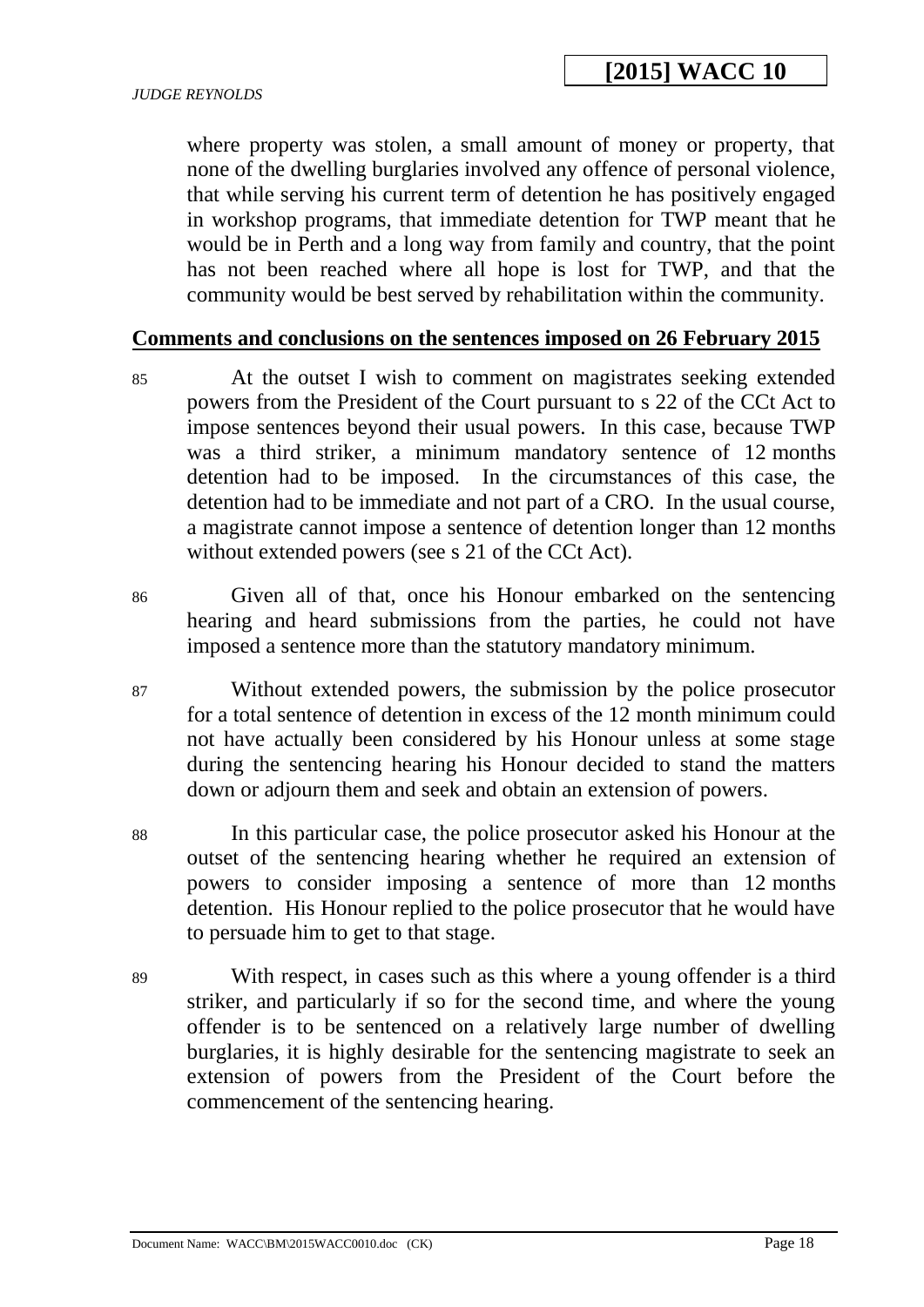where property was stolen, a small amount of money or property, that none of the dwelling burglaries involved any offence of personal violence, that while serving his current term of detention he has positively engaged in workshop programs, that immediate detention for TWP meant that he would be in Perth and a long way from family and country, that the point has not been reached where all hope is lost for TWP, and that the community would be best served by rehabilitation within the community.

## Comments and conclusions on the sentences imposed on 26 February 2015

85 At the outset I wish to comment on magistrates seeking extended powers from the President of the Court pursuant to s 22 of the CCt Act to impose sentences beyond their usual powers. In this case, because TWP was a third striker, a minimum mandatory sentence of 12 months detention had to be imposed. In the circumstances of this case, the detention had to be immediate and not part of a CRO. In the usual course, a magistrate cannot impose a sentence of detention longer than 12 months without extended powers (see s 21 of the CCt Act).

86 Given all of that, once his Honour embarked on the sentencing hearing and heard submissions from the parties, he could not have imposed a sentence more than the statutory mandatory minimum.

87 Without extended powers, the submission by the police prosecutor for a total sentence of detention in excess of the 12 month minimum could not have actually been considered by his Honour unless at some stage during the sentencing hearing his Honour decided to stand the matters down or adjourn them and seek and obtain an extension of powers.

88 In this particular case, the police prosecutor asked his Honour at the outset of the sentencing hearing whether he required an extension of powers to consider imposing a sentence of more than 12 months detention. His Honour replied to the police prosecutor that he would have to persuade him to get to that stage.

89 With respect, in cases such as this where a young offender is a third striker, and particularly if so for the second time, and where the young offender is to be sentenced on a relatively large number of dwelling burglaries, it is highly desirable for the sentencing magistrate to seek an extension of powers from the President of the Court before the commencement of the sentencing hearing.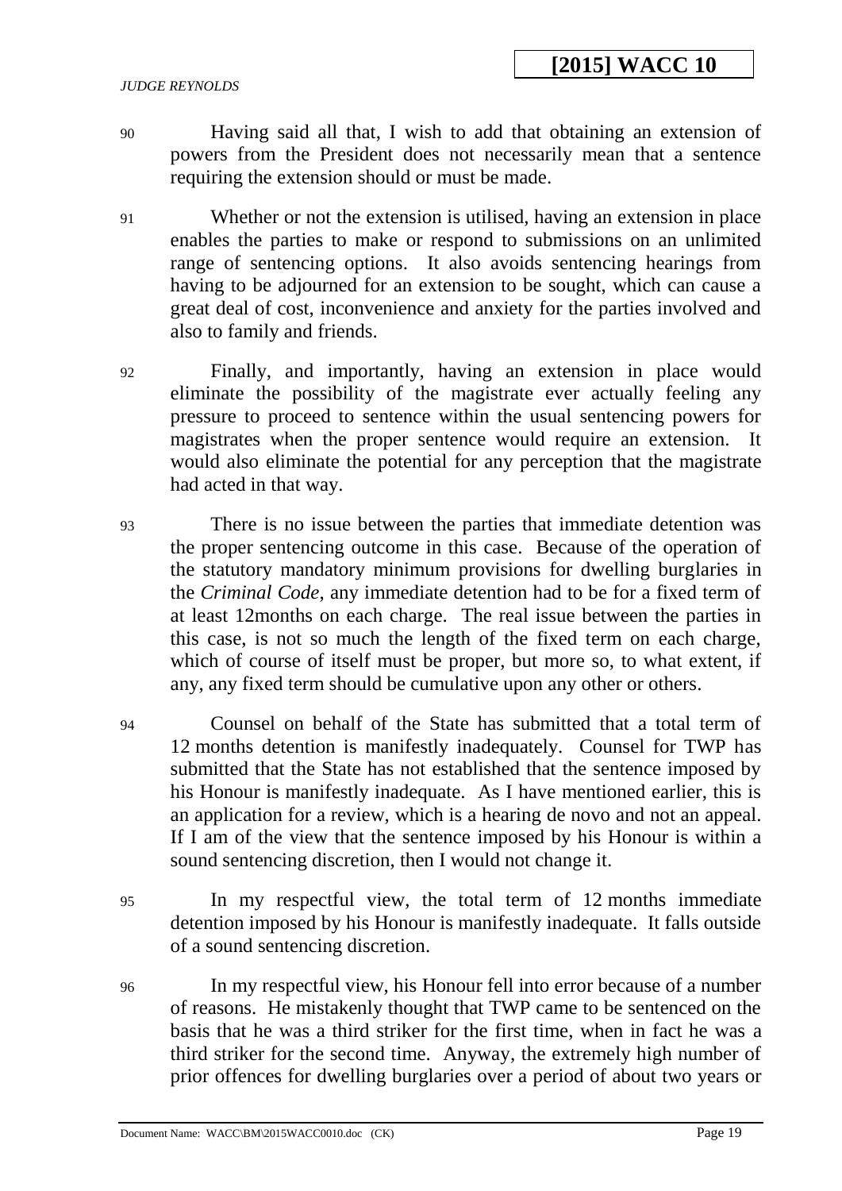90 Having said all that, I wish to add that obtaining an extension of powers from the President does not necessarily mean that a sentence requiring the extension should or must be made.

91 Whether or not the extension is utilised, having an extension in place enables the parties to make or respond to submissions on an unlimited range of sentencing options. It also avoids sentencing hearings from having to be adjourned for an extension to be sought, which can cause a great deal of cost, inconvenience and anxiety for the parties involved and also to family and friends.

92 Finally, and importantly, having an extension in place would eliminate the possibility of the magistrate ever actually feeling any pressure to proceed to sentence within the usual sentencing powers for magistrates when the proper sentence would require an extension. It would also eliminate the potential for any perception that the magistrate had acted in that way.

93 There is no issue between the parties that immediate detention was the proper sentencing outcome in this case. Because of the operation of the statutory mandatory minimum provisions for dwelling burglaries in the *Criminal Code*, any immediate detention had to be for a fixed term of at least 12months on each charge. The real issue between the parties in this case, is not so much the length of the fixed term on each charge, which of course of itself must be proper, but more so, to what extent, if any, any fixed term should be cumulative upon any other or others.

94 Counsel on behalf of the State has submitted that a total term of 12 months detention is manifestly inadequately. Counsel for TWP has submitted that the State has not established that the sentence imposed by his Honour is manifestly inadequate. As I have mentioned earlier, this is an application for a review, which is a hearing de novo and not an appeal. If I am of the view that the sentence imposed by his Honour is within a sound sentencing discretion, then I would not change it.

95 In my respectful view, the total term of 12 months immediate detention imposed by his Honour is manifestly inadequate. It falls outside of a sound sentencing discretion.

96 In my respectful view, his Honour fell into error because of a number of reasons. He mistakenly thought that TWP came to be sentenced on the basis that he was a third striker for the first time, when in fact he was a third striker for the second time. Anyway, the extremely high number of prior offences for dwelling burglaries over a period of about two years or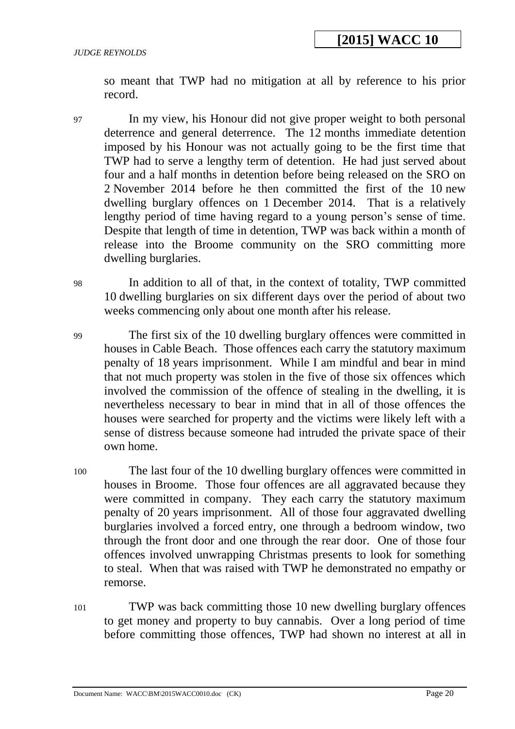so meant that TWP had no mitigation at all by reference to his prior record.

97 In my view, his Honour did not give proper weight to both personal deterrence and general deterrence. The 12 months immediate detention imposed by his Honour was not actually going to be the first time that TWP had to serve a lengthy term of detention. He had just served about four and a half months in detention before being released on the SRO on 2 November 2014 before he then committed the first of the 10 new dwelling burglary offences on 1 December 2014. That is a relatively lengthy period of time having regard to a young person's sense of time. Despite that length of time in detention, TWP was back within a month of release into the Broome community on the SRO committing more dwelling burglaries.

98 In addition to all of that, in the context of totality, TWP committed 10 dwelling burglaries on six different days over the period of about two weeks commencing only about one month after his release.

99 The first six of the 10 dwelling burglary offences were committed in houses in Cable Beach. Those offences each carry the statutory maximum penalty of 18 years imprisonment. While I am mindful and bear in mind that not much property was stolen in the five of those six offences which involved the commission of the offence of stealing in the dwelling, it is nevertheless necessary to bear in mind that in all of those offences the houses were searched for property and the victims were likely left with a sense of distress because someone had intruded the private space of their own home.

100 The last four of the 10 dwelling burglary offences were committed in houses in Broome. Those four offences are all aggravated because they were committed in company. They each carry the statutory maximum penalty of 20 years imprisonment. All of those four aggravated dwelling burglaries involved a forced entry, one through a bedroom window, two through the front door and one through the rear door. One of those four offences involved unwrapping Christmas presents to look for something to steal. When that was raised with TWP he demonstrated no empathy or remorse.

101 TWP was back committing those 10 new dwelling burglary offences to get money and property to buy cannabis. Over a long period of time before committing those offences, TWP had shown no interest at all in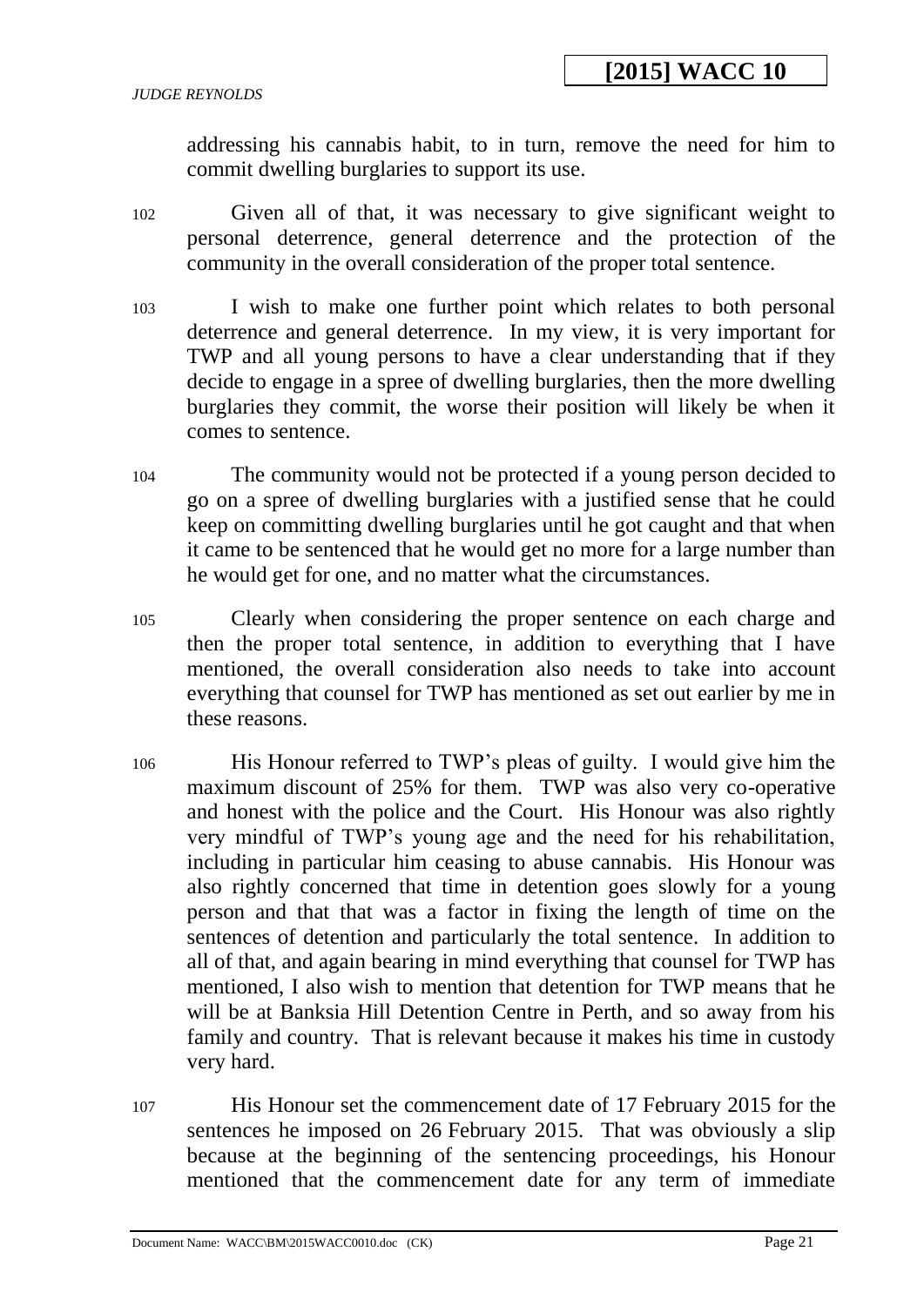addressing his cannabis habit, to in turn, remove the need for him to commit dwelling burglaries to support its use.

102 Given all of that, it was necessary to give significant weight to personal deterrence, general deterrence and the protection of the community in the overall consideration of the proper total sentence.

103 I wish to make one further point which relates to both personal deterrence and general deterrence. In my view, it is very important for TWP and all young persons to have a clear understanding that if they decide to engage in a spree of dwelling burglaries, then the more dwelling burglaries they commit, the worse their position will likely be when it comes to sentence.

104 The community would not be protected if a young person decided to go on a spree of dwelling burglaries with a justified sense that he could keep on committing dwelling burglaries until he got caught and that when it came to be sentenced that he would get no more for a large number than he would get for one, and no matter what the circumstances.

105 Clearly when considering the proper sentence on each charge and then the proper total sentence, in addition to everything that I have mentioned, the overall consideration also needs to take into account everything that counsel for TWP has mentioned as set out earlier by me in these reasons.

106 His Honour referred to TWP's pleas of guilty. I would give him the maximum discount of 25% for them. TWP was also very co-operative and honest with the police and the Court. His Honour was also rightly very mindful of TWP's young age and the need for his rehabilitation, including in particular him ceasing to abuse cannabis. His Honour was also rightly concerned that time in detention goes slowly for a young person and that that was a factor in fixing the length of time on the sentences of detention and particularly the total sentence. In addition to all of that, and again bearing in mind everything that counsel for TWP has mentioned, I also wish to mention that detention for TWP means that he will be at Banksia Hill Detention Centre in Perth, and so away from his family and country. That is relevant because it makes his time in custody very hard.

107 His Honour set the commencement date of 17 February 2015 for the sentences he imposed on 26 February 2015. That was obviously a slip because at the beginning of the sentencing proceedings, his Honour mentioned that the commencement date for any term of immediate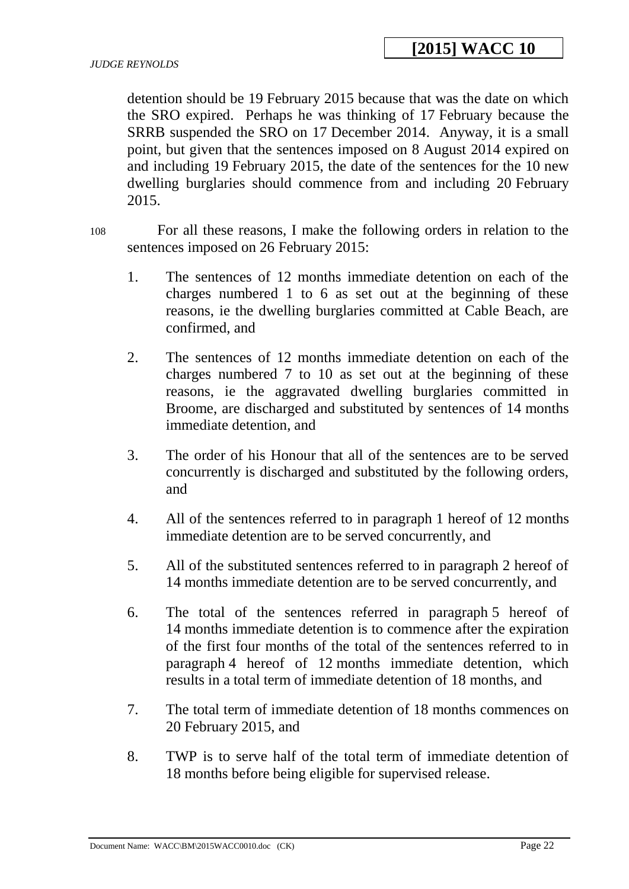detention should be 19 February 2015 because that was the date on which the SRO expired. Perhaps he was thinking of 17 February because the SRRB suspended the SRO on 17 December 2014. Anyway, it is a small point, but given that the sentences imposed on 8 August 2014 expired on and including 19 February 2015, the date of the sentences for the 10 new dwelling burglaries should commence from and including 20 February 2015.

108 For all these reasons, I make the following orders in relation to the sentences imposed on 26 February 2015:

1. The sentences of 12 months immediate detention on each of the charges numbered 1 to 6 as set out at the beginning of these reasons, ie the dwelling burglaries committed at Cable Beach, are confirmed, and

2. The sentences of 12 months immediate detention on each of the charges numbered 7 to 10 as set out at the beginning of these reasons, ie the aggravated dwelling burglaries committed in Broome, are discharged and substituted by sentences of 14 months immediate detention, and

3. The order of his Honour that all of the sentences are to be served concurrently is discharged and substituted by the following orders, and

4. All of the sentences referred to in paragraph 1 hereof of 12 months immediate detention are to be served concurrently, and

5. All of the substituted sentences referred to in paragraph 2 hereof of 14 months immediate detention are to be served concurrently, and

6. The total of the sentences referred in paragraph 5 hereof of 14 months immediate detention is to commence after the expiration of the first four months of the total of the sentences referred to in paragraph 4 hereof of 12 months immediate detention, which results in a total term of immediate detention of 18 months, and

7. The total term of immediate detention of 18 months commences on 20 February 2015, and

8. TWP is to serve half of the total term of immediate detention of 18 months before being eligible for supervised release.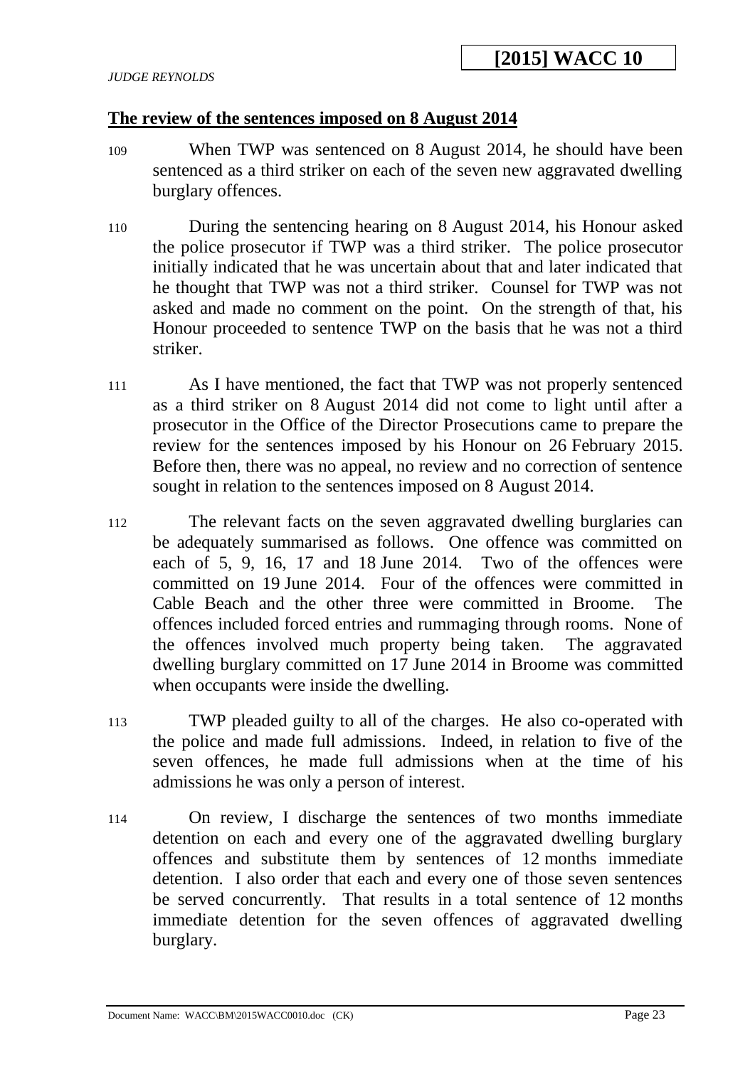## The review of the sentences imposed on 8 August 2014

109 When TWP was sentenced on 8 August 2014, he should have been sentenced as a third striker on each of the seven new aggravated dwelling burglary offences.

110 During the sentencing hearing on 8 August 2014, his Honour asked the police prosecutor if TWP was a third striker. The police prosecutor initially indicated that he was uncertain about that and later indicated that he thought that TWP was not a third striker. Counsel for TWP was not asked and made no comment on the point. On the strength of that, his Honour proceeded to sentence TWP on the basis that he was not a third striker.

111 As I have mentioned, the fact that TWP was not properly sentenced as a third striker on 8 August 2014 did not come to light until after a prosecutor in the Office of the Director Prosecutions came to prepare the review for the sentences imposed by his Honour on 26 February 2015. Before then, there was no appeal, no review and no correction of sentence sought in relation to the sentences imposed on 8 August 2014.

112 The relevant facts on the seven aggravated dwelling burglaries can be adequately summarised as follows. One offence was committed on each of 5, 9, 16, 17 and 18 June 2014. Two of the offences were committed on 19 June 2014. Four of the offences were committed in Cable Beach and the other three were committed in Broome. The offences included forced entries and rummaging through rooms. None of the offences involved much property being taken. The aggravated dwelling burglary committed on 17 June 2014 in Broome was committed when occupants were inside the dwelling.

113 TWP pleaded guilty to all of the charges. He also co-operated with the police and made full admissions. Indeed, in relation to five of the seven offences, he made full admissions when at the time of his admissions he was only a person of interest.

114 On review, I discharge the sentences of two months immediate detention on each and every one of the aggravated dwelling burglary offences and substitute them by sentences of 12 months immediate detention. I also order that each and every one of those seven sentences be served concurrently. That results in a total sentence of 12 months immediate detention for the seven offences of aggravated dwelling burglary.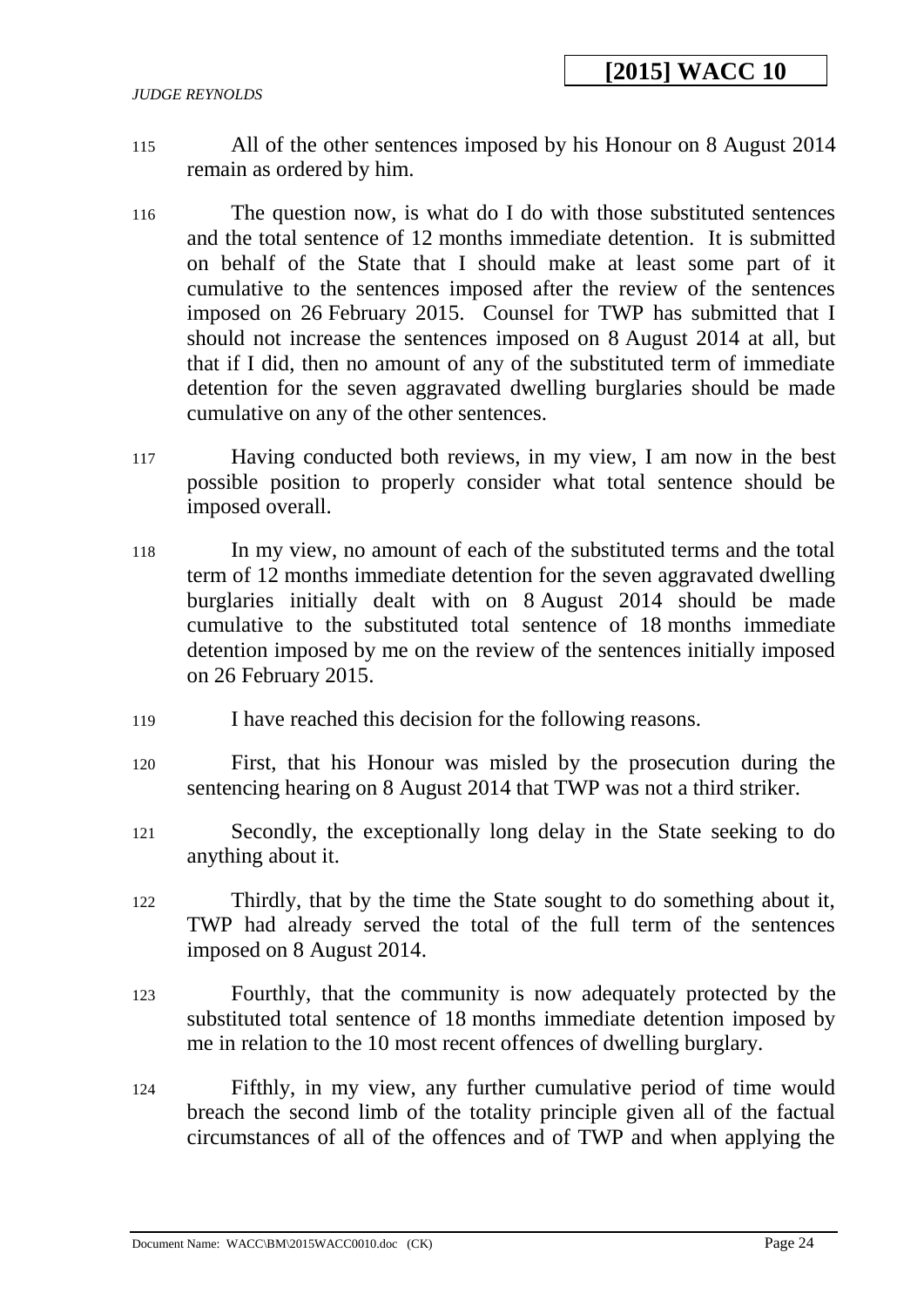115 All of the other sentences imposed by his Honour on 8 August 2014 remain as ordered by him.

116 The question now, is what do I do with those substituted sentences and the total sentence of 12 months immediate detention. It is submitted on behalf of the State that I should make at least some part of it cumulative to the sentences imposed after the review of the sentences imposed on 26 February 2015. Counsel for TWP has submitted that I should not increase the sentences imposed on 8 August 2014 at all, but that if I did, then no amount of any of the substituted term of immediate detention for the seven aggravated dwelling burglaries should be made cumulative on any of the other sentences.

117 Having conducted both reviews, in my view, I am now in the best possible position to properly consider what total sentence should be imposed overall.

118 In my view, no amount of each of the substituted terms and the total term of 12 months immediate detention for the seven aggravated dwelling burglaries initially dealt with on 8 August 2014 should be made cumulative to the substituted total sentence of 18 months immediate detention imposed by me on the review of the sentences initially imposed on 26 February 2015.

119 I have reached this decision for the following reasons.

120 First, that his Honour was misled by the prosecution during the sentencing hearing on 8 August 2014 that TWP was not a third striker.

121 Secondly, the exceptionally long delay in the State seeking to do anything about it.

122 Thirdly, that by the time the State sought to do something about it, TWP had already served the total of the full term of the sentences imposed on 8 August 2014.

123 Fourthly, that the community is now adequately protected by the substituted total sentence of 18 months immediate detention imposed by me in relation to the 10 most recent offences of dwelling burglary.

124 Fifthly, in my view, any further cumulative period of time would breach the second limb of the totality principle given all of the factual circumstances of all of the offences and of TWP and when applying the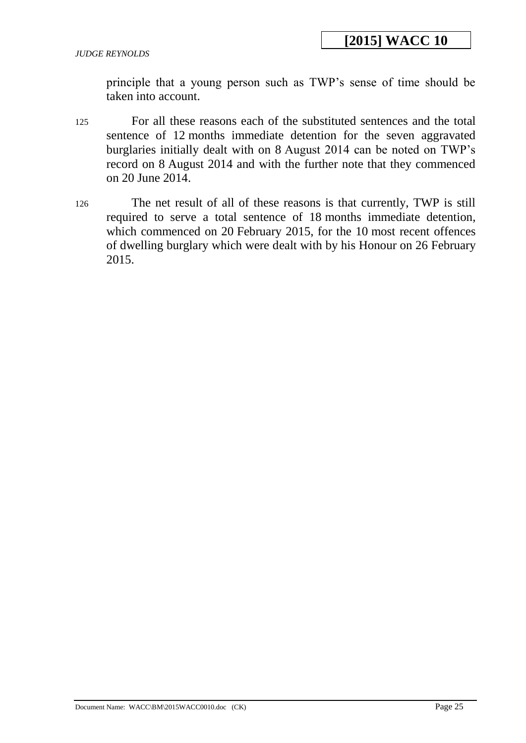principle that a young person such as TWP's sense of time should be taken into account.

125 For all these reasons each of the substituted sentences and the total sentence of 12 months immediate detention for the seven aggravated burglaries initially dealt with on 8 August 2014 can be noted on TWP's record on 8 August 2014 and with the further note that they commenced on 20 June 2014.

126 The net result of all of these reasons is that currently, TWP is still required to serve a total sentence of 18 months immediate detention, which commenced on 20 February 2015, for the 10 most recent offences of dwelling burglary which were dealt with by his Honour on 26 February 2015.